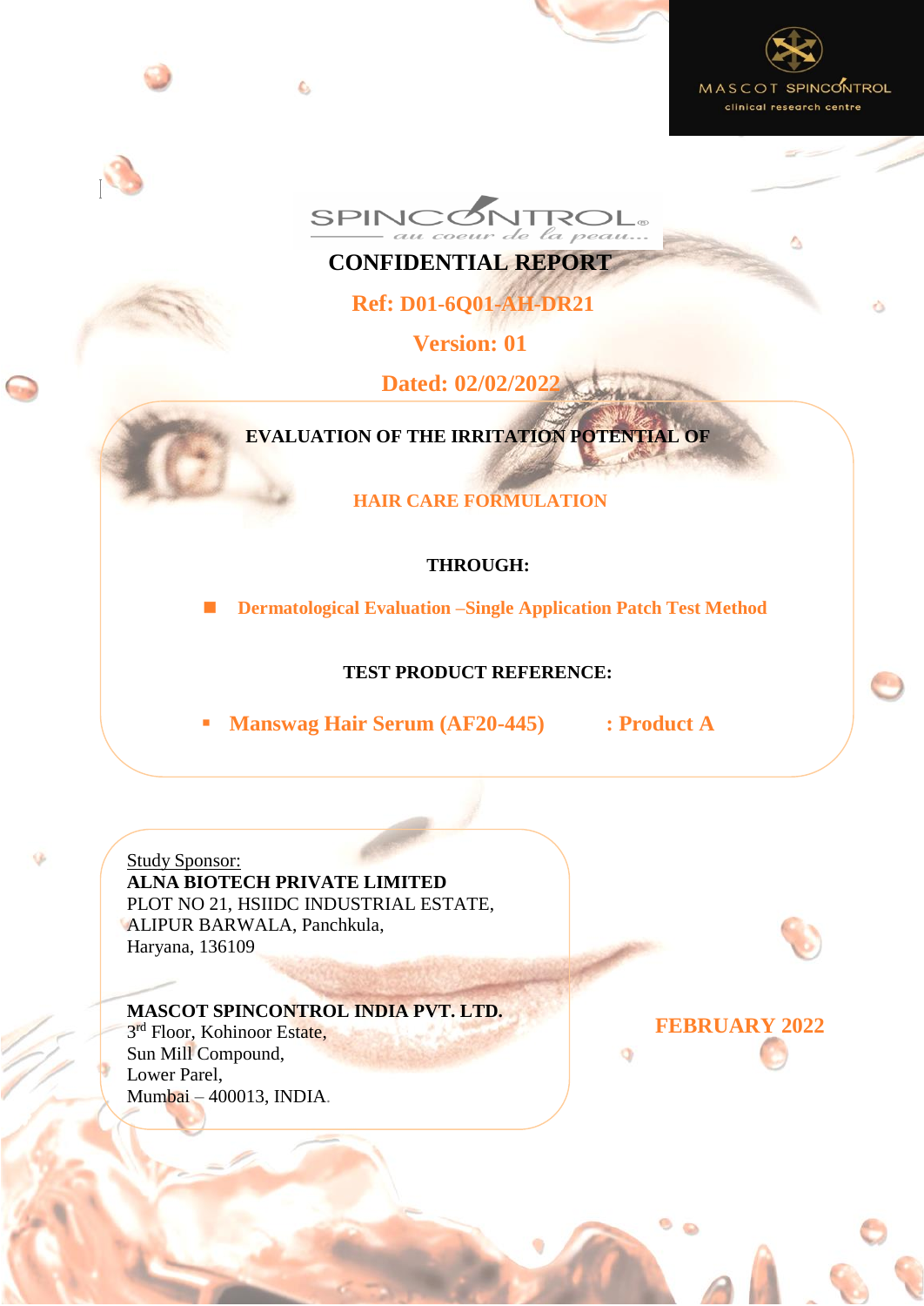MASCOT SPINCONTROL
clinical research centre

SPINCONTROL
au coeur de la peau...

# CONFIDENTIAL REPORT

**Ref: D01-6Q01-AH-DR21**

**Version: 01**

**Dated: 02/02/2022**

**EVALUATION OF THE IRRITATION POTENTIAL OF**

**HAIR CARE FORMULATION**

**THROUGH:**

- **Dermatological Evaluation –Single Application Patch Test Method**

**TEST PRODUCT REFERENCE:**

- **Manswag Hair Serum (AF20-445) : Product A**

Study Sponsor:
**ALNA BIOTECH PRIVATE LIMITED**
PLOT NO 21, HSIIDC INDUSTRIAL ESTATE,
ALIPUR BARWALA, Panchkula,
Haryana, 136109

**MASCOT SPINCONTROL INDIA PVT. LTD.**
3rd Floor, Kohinoor Estate,
Sun Mill Compound,
Lower Parel,
Mumbai – 400013, INDIA.

**FEBRUARY 2022**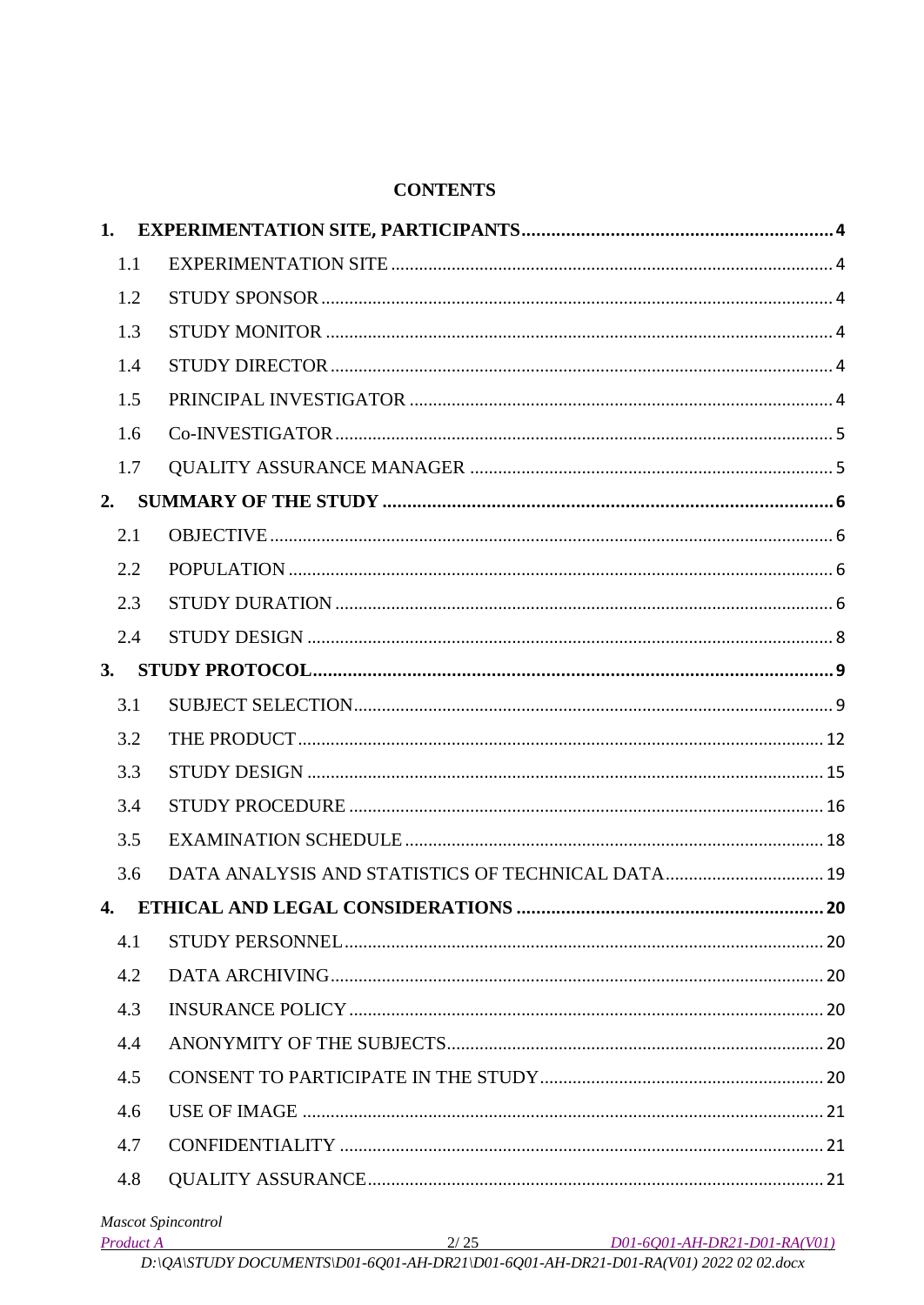**CONTENTS**

1. **EXPERIMENTATION SITE, PARTICIPANTS** ..... 4
   - 1.1 EXPERIMENTATION SITE ..... 4
   - 1.2 STUDY SPONSOR ..... 4
   - 1.3 STUDY MONITOR ..... 4
   - 1.4 STUDY DIRECTOR ..... 4
   - 1.5 PRINCIPAL INVESTIGATOR ..... 4
   - 1.6 Co-INVESTIGATOR ..... 5
   - 1.7 QUALITY ASSURANCE MANAGER ..... 5
2. **SUMMARY OF THE STUDY** ..... 6
   - 2.1 OBJECTIVE ..... 6
   - 2.2 POPULATION ..... 6
   - 2.3 STUDY DURATION ..... 6
   - 2.4 STUDY DESIGN ..... 8
3. **STUDY PROTOCOL** ..... 9
   - 3.1 SUBJECT SELECTION ..... 9
   - 3.2 THE PRODUCT ..... 12
   - 3.3 STUDY DESIGN ..... 15
   - 3.4 STUDY PROCEDURE ..... 16
   - 3.5 EXAMINATION SCHEDULE ..... 18
   - 3.6 DATA ANALYSIS AND STATISTICS OF TECHNICAL DATA ..... 19
4. **ETHICAL AND LEGAL CONSIDERATIONS** ..... 20
   - 4.1 STUDY PERSONNEL ..... 20
   - 4.2 DATA ARCHIVING ..... 20
   - 4.3 INSURANCE POLICY ..... 20
   - 4.4 ANONYMITY OF THE SUBJECTS ..... 20
   - 4.5 CONSENT TO PARTICIPATE IN THE STUDY ..... 20
   - 4.6 USE OF IMAGE ..... 21
   - 4.7 CONFIDENTIALITY ..... 21
   - 4.8 QUALITY ASSURANCE ..... 21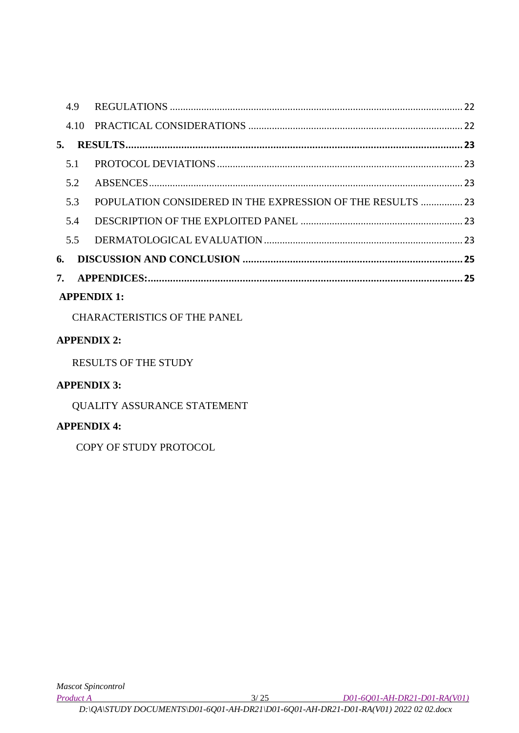4.9 REGULATIONS ..... 22

4.10 PRACTICAL CONSIDERATIONS ..... 22

**5. RESULTS ..... 23**

5.1 PROTOCOL DEVIATIONS ..... 23

5.2 ABSENCES ..... 23

5.3 POPULATION CONSIDERED IN THE EXPRESSION OF THE RESULTS ..... 23

5.4 DESCRIPTION OF THE EXPLOITED PANEL ..... 23

5.5 DERMATOLOGICAL EVALUATION ..... 23

**6. DISCUSSION AND CONCLUSION ..... 25**

**7. APPENDICES: ..... 25**

**APPENDIX 1:**

CHARACTERISTICS OF THE PANEL

**APPENDIX 2:**

RESULTS OF THE STUDY

**APPENDIX 3:**

QUALITY ASSURANCE STATEMENT

**APPENDIX 4:**

COPY OF STUDY PROTOCOL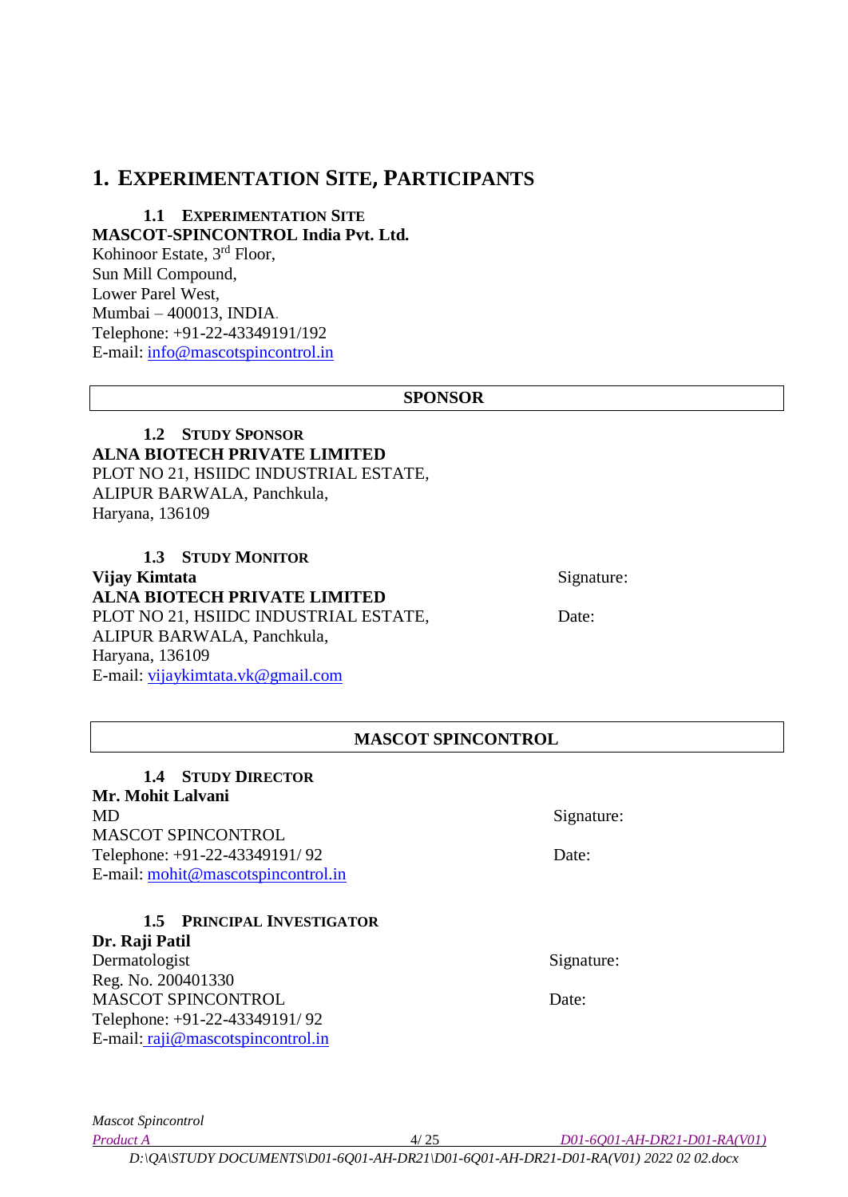# 1. EXPERIMENTATION SITE, PARTICIPANTS

### 1.1 EXPERIMENTATION SITE

**MASCOT-SPINCONTROL India Pvt. Ltd.**
Kohinoor Estate, 3rd Floor,
Sun Mill Compound,
Lower Parel West,
Mumbai – 400013, INDIA.
Telephone: +91-22-43349191/192
E-mail: info@mascotspincontrol.in

| SPONSOR |
|---|

### 1.2 STUDY SPONSOR

**ALNA BIOTECH PRIVATE LIMITED**
PLOT NO 21, HSIIDC INDUSTRIAL ESTATE,
ALIPUR BARWALA, Panchkula,
Haryana, 136109

### 1.3 STUDY MONITOR

**Vijay Kimtata**
**ALNA BIOTECH PRIVATE LIMITED**
PLOT NO 21, HSIIDC INDUSTRIAL ESTATE,
ALIPUR BARWALA, Panchkula,
Haryana, 136109
E-mail: vijaykimtata.vk@gmail.com

Signature:

Date:

| MASCOT SPINCONTROL |
|---|

### 1.4 STUDY DIRECTOR

**Mr. Mohit Lalvani**
MD
MASCOT SPINCONTROL
Telephone: +91-22-43349191/ 92
E-mail: mohit@mascotspincontrol.in

Signature:

Date:

### 1.5 PRINCIPAL INVESTIGATOR

**Dr. Raji Patil**
Dermatologist
Reg. No. 200401330
MASCOT SPINCONTROL
Telephone: +91-22-43349191/ 92
E-mail: raji@mascotspincontrol.in

Signature:

Date: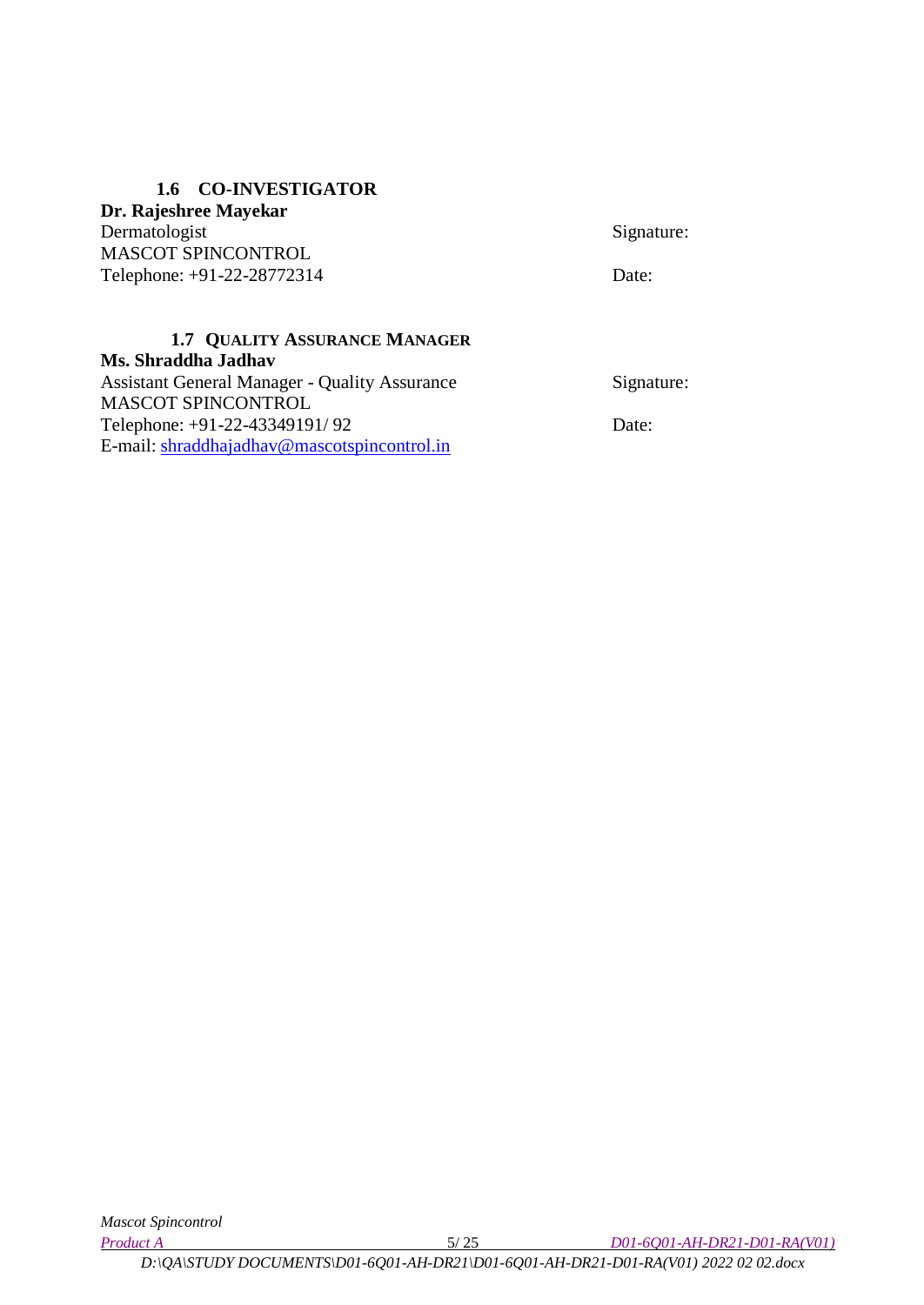### 1.6 CO-INVESTIGATOR

**Dr. Rajeshree Mayekar**
Dermatologist
MASCOT SPINCONTROL
Telephone: +91-22-28772314

Signature:

Date:

### 1.7 QUALITY ASSURANCE MANAGER

**Ms. Shraddha Jadhav**
Assistant General Manager - Quality Assurance
MASCOT SPINCONTROL
Telephone: +91-22-43349191/ 92
E-mail: shraddhajadhav@mascotspincontrol.in

Signature:

Date: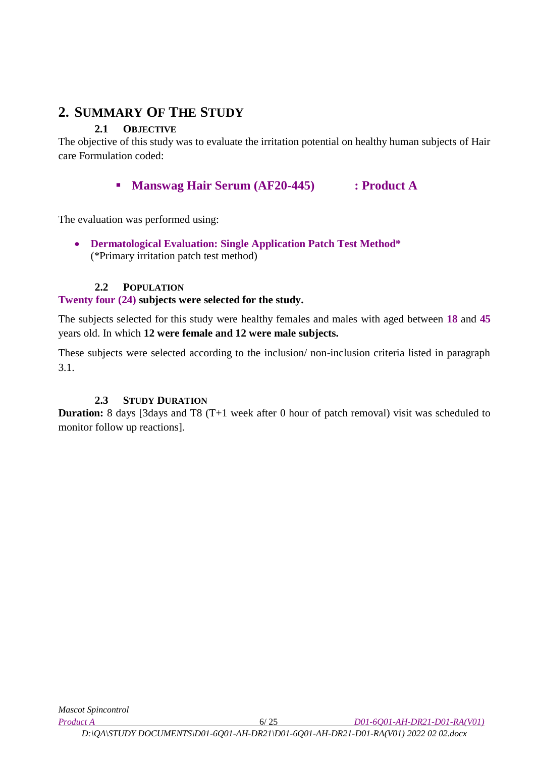# 2. SUMMARY OF THE STUDY

## 2.1 OBJECTIVE

The objective of this study was to evaluate the irritation potential on healthy human subjects of Hair care Formulation coded:

- **Manswag Hair Serum (AF20-445) : Product A**

The evaluation was performed using:

- **Dermatological Evaluation: Single Application Patch Test Method***
  (*Primary irritation patch test method)

## 2.2 POPULATION

**Twenty four (24) subjects were selected for the study.**

The subjects selected for this study were healthy females and males with aged between **18** and **45** years old. In which **12 were female and 12 were male subjects.**

These subjects were selected according to the inclusion/ non-inclusion criteria listed in paragraph 3.1.

## 2.3 STUDY DURATION

**Duration:** 8 days [3days and T8 (T+1 week after 0 hour of patch removal) visit was scheduled to monitor follow up reactions].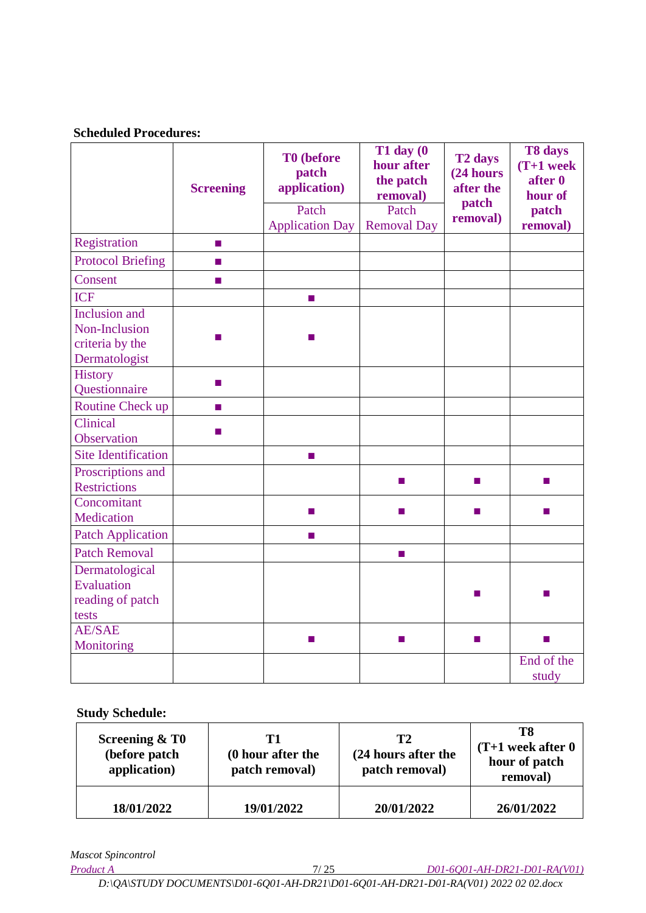**Scheduled Procedures:**

| | Screening | T0 (before patch application) Patch Application Day | T1 day (0 hour after the patch removal) Patch Removal Day | T2 days (24 hours after the patch removal) | T8 days (T+1 week after 0 hour of patch removal) |
|---|---|---|---|---|---|
| Registration | ■ | | | | |
| Protocol Briefing | ■ | | | | |
| Consent | ■ | | | | |
| ICF | | ■ | | | |
| Inclusion and Non-Inclusion criteria by the Dermatologist | ■ | ■ | | | |
| History Questionnaire | ■ | | | | |
| Routine Check up | ■ | | | | |
| Clinical Observation | ■ | | | | |
| Site Identification | | ■ | | | |
| Proscriptions and Restrictions | | | ■ | ■ | ■ |
| Concomitant Medication | | ■ | ■ | ■ | ■ |
| Patch Application | | ■ | | | |
| Patch Removal | | | ■ | | |
| Dermatological Evaluation reading of patch tests | | | | ■ | ■ |
| AE/SAE Monitoring | | ■ | ■ | ■ | ■ |
| | | | | | End of the study |

**Study Schedule:**

| Screening & T0 (before patch application) | T1 (0 hour after the patch removal) | T2 (24 hours after the patch removal) | T8 (T+1 week after 0 hour of patch removal) |
|---|---|---|---|
| 18/01/2022 | 19/01/2022 | 20/01/2022 | 26/01/2022 |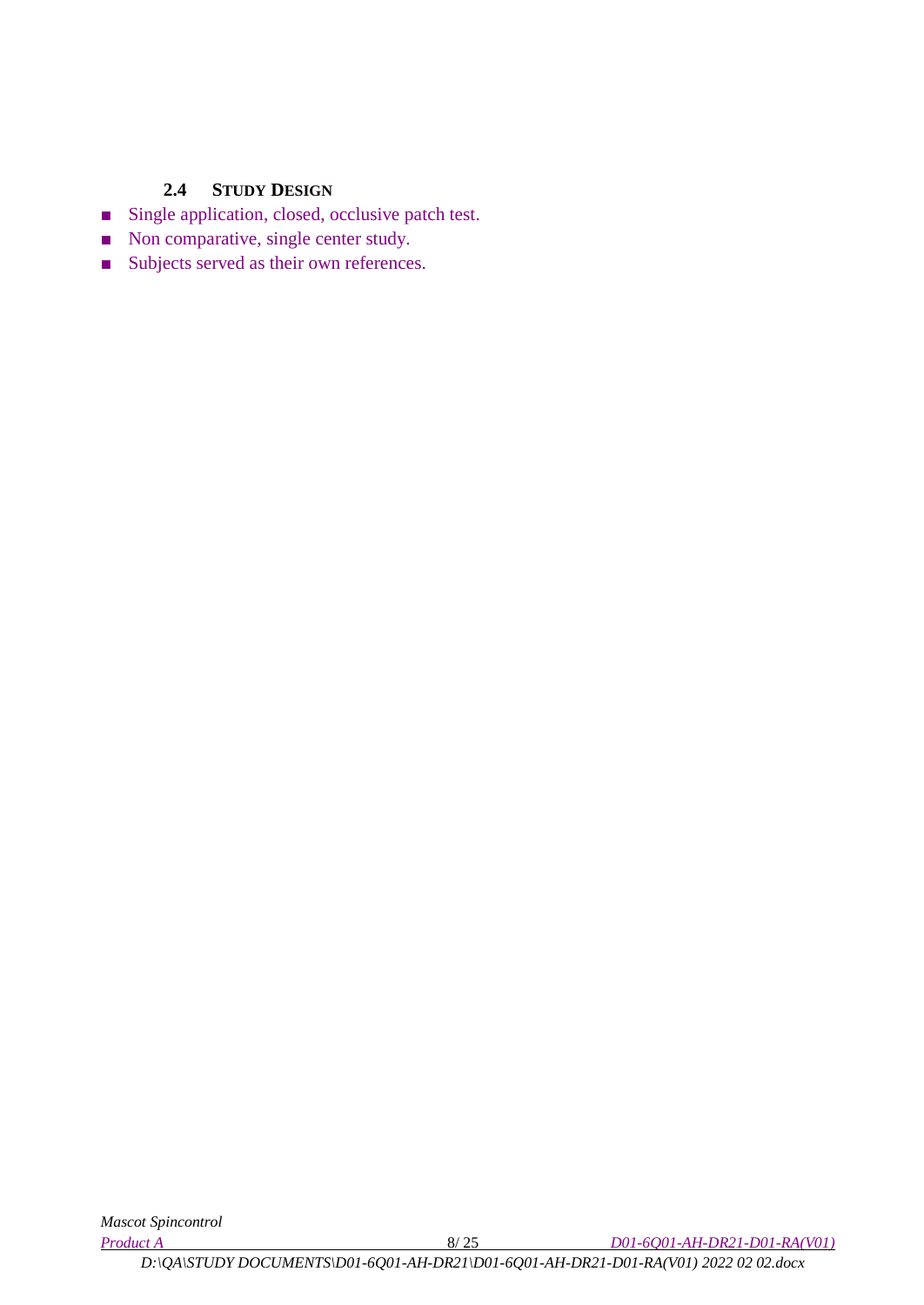### 2.4 STUDY DESIGN

- Single application, closed, occlusive patch test.
- Non comparative, single center study.
- Subjects served as their own references.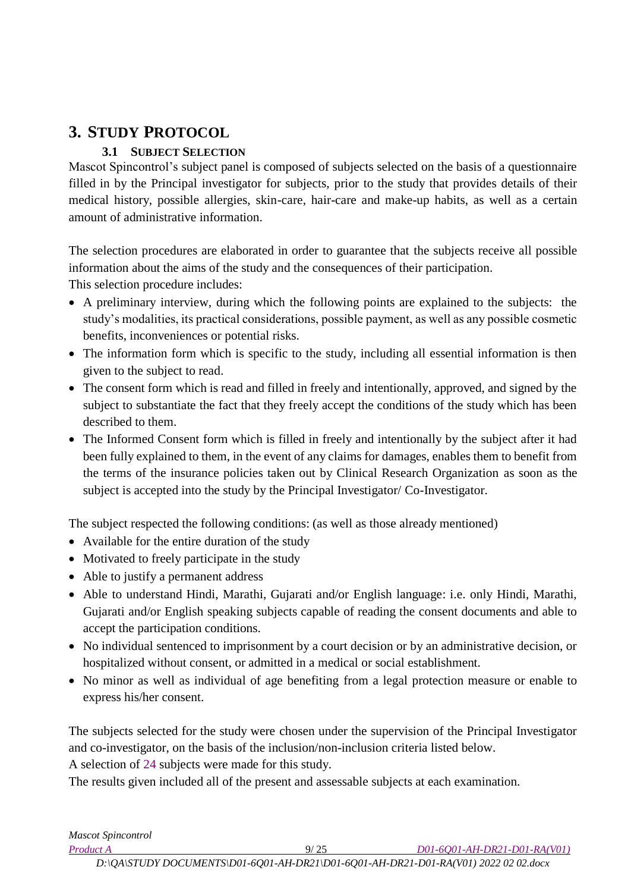# 3. STUDY PROTOCOL

## 3.1 SUBJECT SELECTION

Mascot Spincontrol's subject panel is composed of subjects selected on the basis of a questionnaire filled in by the Principal investigator for subjects, prior to the study that provides details of their medical history, possible allergies, skin-care, hair-care and make-up habits, as well as a certain amount of administrative information.

The selection procedures are elaborated in order to guarantee that the subjects receive all possible information about the aims of the study and the consequences of their participation.
This selection procedure includes:

- A preliminary interview, during which the following points are explained to the subjects: the study's modalities, its practical considerations, possible payment, as well as any possible cosmetic benefits, inconveniences or potential risks.
- The information form which is specific to the study, including all essential information is then given to the subject to read.
- The consent form which is read and filled in freely and intentionally, approved, and signed by the subject to substantiate the fact that they freely accept the conditions of the study which has been described to them.
- The Informed Consent form which is filled in freely and intentionally by the subject after it had been fully explained to them, in the event of any claims for damages, enables them to benefit from the terms of the insurance policies taken out by Clinical Research Organization as soon as the subject is accepted into the study by the Principal Investigator/ Co-Investigator.

The subject respected the following conditions: (as well as those already mentioned)

- Available for the entire duration of the study
- Motivated to freely participate in the study
- Able to justify a permanent address
- Able to understand Hindi, Marathi, Gujarati and/or English language: i.e. only Hindi, Marathi, Gujarati and/or English speaking subjects capable of reading the consent documents and able to accept the participation conditions.
- No individual sentenced to imprisonment by a court decision or by an administrative decision, or hospitalized without consent, or admitted in a medical or social establishment.
- No minor as well as individual of age benefiting from a legal protection measure or enable to express his/her consent.

The subjects selected for the study were chosen under the supervision of the Principal Investigator and co-investigator, on the basis of the inclusion/non-inclusion criteria listed below.
A selection of 24 subjects were made for this study.
The results given included all of the present and assessable subjects at each examination.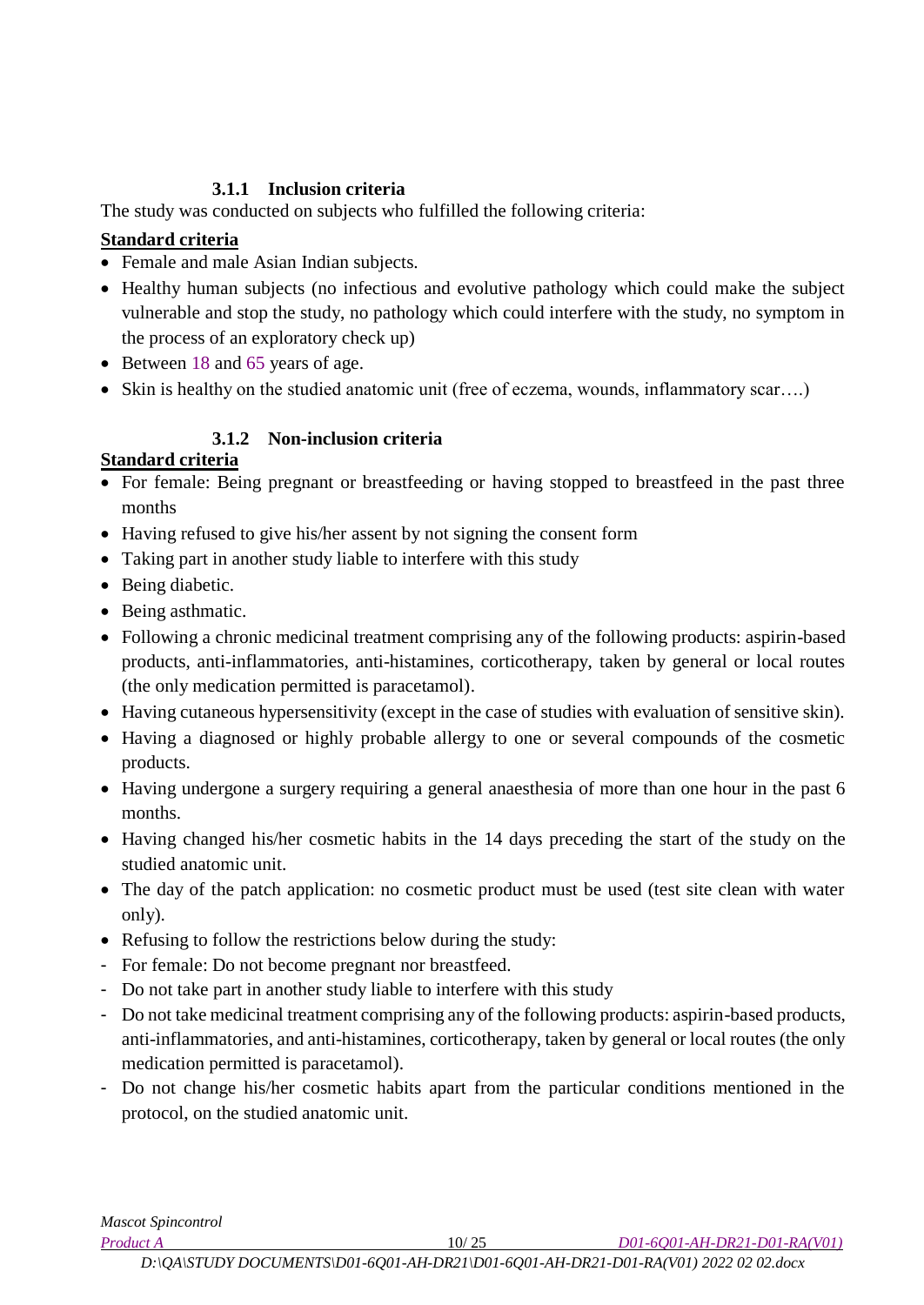### 3.1.1 Inclusion criteria

The study was conducted on subjects who fulfilled the following criteria:

**Standard criteria**

- Female and male Asian Indian subjects.
- Healthy human subjects (no infectious and evolutive pathology which could make the subject vulnerable and stop the study, no pathology which could interfere with the study, no symptom in the process of an exploratory check up)
- Between 18 and 65 years of age.
- Skin is healthy on the studied anatomic unit (free of eczema, wounds, inflammatory scar….)

### 3.1.2 Non-inclusion criteria

**Standard criteria**

- For female: Being pregnant or breastfeeding or having stopped to breastfeed in the past three months
- Having refused to give his/her assent by not signing the consent form
- Taking part in another study liable to interfere with this study
- Being diabetic.
- Being asthmatic.
- Following a chronic medicinal treatment comprising any of the following products: aspirin-based products, anti-inflammatories, anti-histamines, corticotherapy, taken by general or local routes (the only medication permitted is paracetamol).
- Having cutaneous hypersensitivity (except in the case of studies with evaluation of sensitive skin).
- Having a diagnosed or highly probable allergy to one or several compounds of the cosmetic products.
- Having undergone a surgery requiring a general anaesthesia of more than one hour in the past 6 months.
- Having changed his/her cosmetic habits in the 14 days preceding the start of the study on the studied anatomic unit.
- The day of the patch application: no cosmetic product must be used (test site clean with water only).
- Refusing to follow the restrictions below during the study:
- For female: Do not become pregnant nor breastfeed.
- Do not take part in another study liable to interfere with this study
- Do not take medicinal treatment comprising any of the following products: aspirin-based products, anti-inflammatories, and anti-histamines, corticotherapy, taken by general or local routes (the only medication permitted is paracetamol).
- Do not change his/her cosmetic habits apart from the particular conditions mentioned in the protocol, on the studied anatomic unit.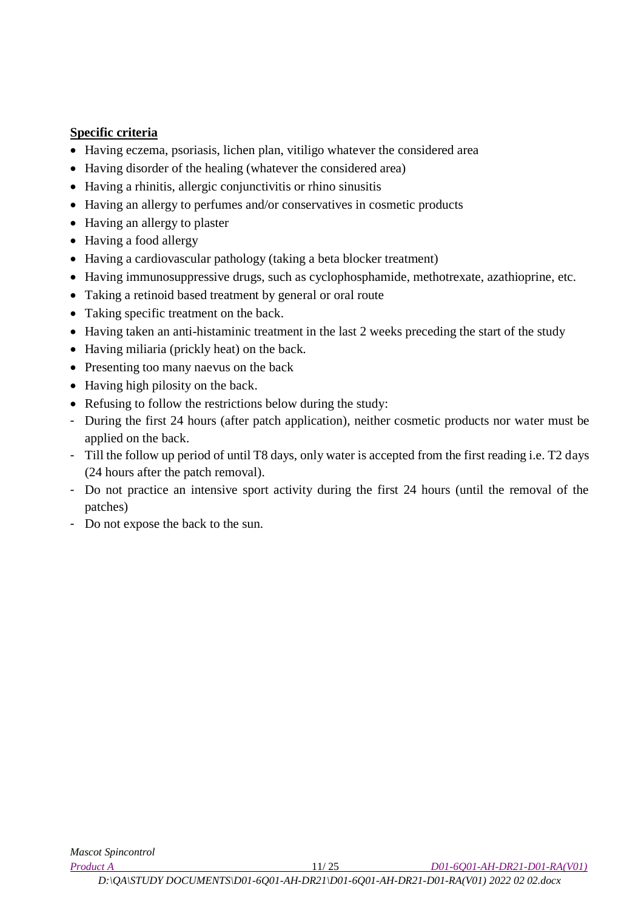**Specific criteria**

- Having eczema, psoriasis, lichen plan, vitiligo whatever the considered area
- Having disorder of the healing (whatever the considered area)
- Having a rhinitis, allergic conjunctivitis or rhino sinusitis
- Having an allergy to perfumes and/or conservatives in cosmetic products
- Having an allergy to plaster
- Having a food allergy
- Having a cardiovascular pathology (taking a beta blocker treatment)
- Having immunosuppressive drugs, such as cyclophosphamide, methotrexate, azathioprine, etc.
- Taking a retinoid based treatment by general or oral route
- Taking specific treatment on the back.
- Having taken an anti-histaminic treatment in the last 2 weeks preceding the start of the study
- Having miliaria (prickly heat) on the back.
- Presenting too many naevus on the back
- Having high pilosity on the back.
- Refusing to follow the restrictions below during the study:

- During the first 24 hours (after patch application), neither cosmetic products nor water must be applied on the back.
- Till the follow up period of until T8 days, only water is accepted from the first reading i.e. T2 days (24 hours after the patch removal).
- Do not practice an intensive sport activity during the first 24 hours (until the removal of the patches)
- Do not expose the back to the sun.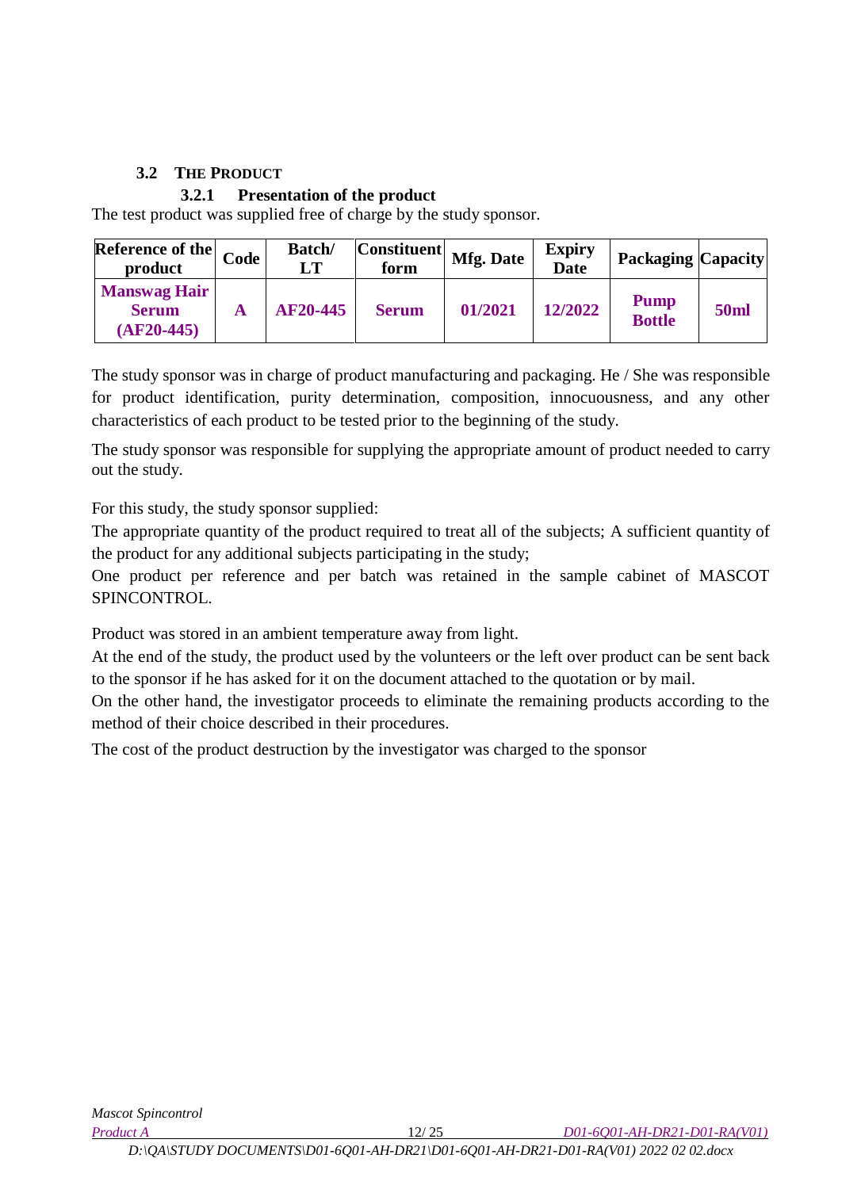## 3.2 THE PRODUCT

### 3.2.1 Presentation of the product

The test product was supplied free of charge by the study sponsor.

| Reference of the product | Code | Batch/ LT | Constituent form | Mfg. Date | Expiry Date | Packaging | Capacity |
|---|---|---|---|---|---|---|---|
| **Manswag Hair Serum (AF20-445)** | **A** | **AF20-445** | **Serum** | **01/2021** | **12/2022** | **Pump Bottle** | **50ml** |

The study sponsor was in charge of product manufacturing and packaging. He / She was responsible for product identification, purity determination, composition, innocuousness, and any other characteristics of each product to be tested prior to the beginning of the study.

The study sponsor was responsible for supplying the appropriate amount of product needed to carry out the study.

For this study, the study sponsor supplied:

The appropriate quantity of the product required to treat all of the subjects; A sufficient quantity of the product for any additional subjects participating in the study;

One product per reference and per batch was retained in the sample cabinet of MASCOT SPINCONTROL.

Product was stored in an ambient temperature away from light.

At the end of the study, the product used by the volunteers or the left over product can be sent back to the sponsor if he has asked for it on the document attached to the quotation or by mail.

On the other hand, the investigator proceeds to eliminate the remaining products according to the method of their choice described in their procedures.

The cost of the product destruction by the investigator was charged to the sponsor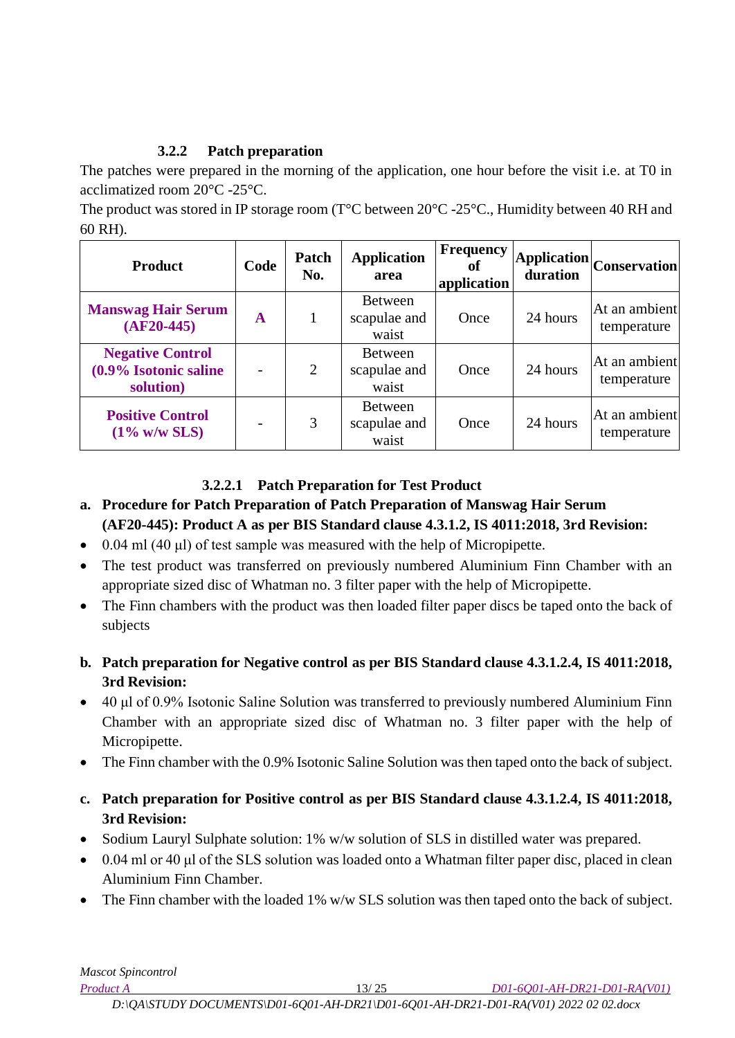### 3.2.2 Patch preparation

The patches were prepared in the morning of the application, one hour before the visit i.e. at T0 in acclimatized room 20°C -25°C.

The product was stored in IP storage room (T°C between 20°C -25°C., Humidity between 40 RH and 60 RH).

| Product | Code | Patch No. | Application area | Frequency of application | Application duration | Conservation |
|---|---|---|---|---|---|---|
| **Manswag Hair Serum (AF20-445)** | **A** | 1 | Between scapulae and waist | Once | 24 hours | At an ambient temperature |
| **Negative Control (0.9% Isotonic saline solution)** | - | 2 | Between scapulae and waist | Once | 24 hours | At an ambient temperature |
| **Positive Control (1% w/w SLS)** | - | 3 | Between scapulae and waist | Once | 24 hours | At an ambient temperature |

#### 3.2.2.1 Patch Preparation for Test Product

**a. Procedure for Patch Preparation of Patch Preparation of Manswag Hair Serum (AF20-445): Product A as per BIS Standard clause 4.3.1.2, IS 4011:2018, 3rd Revision:**

- 0.04 ml (40 µl) of test sample was measured with the help of Micropipette.
- The test product was transferred on previously numbered Aluminium Finn Chamber with an appropriate sized disc of Whatman no. 3 filter paper with the help of Micropipette.
- The Finn chambers with the product was then loaded filter paper discs be taped onto the back of subjects

**b. Patch preparation for Negative control as per BIS Standard clause 4.3.1.2.4, IS 4011:2018, 3rd Revision:**

- 40 µl of 0.9% Isotonic Saline Solution was transferred to previously numbered Aluminium Finn Chamber with an appropriate sized disc of Whatman no. 3 filter paper with the help of Micropipette.
- The Finn chamber with the 0.9% Isotonic Saline Solution was then taped onto the back of subject.

**c. Patch preparation for Positive control as per BIS Standard clause 4.3.1.2.4, IS 4011:2018, 3rd Revision:**

- Sodium Lauryl Sulphate solution: 1% w/w solution of SLS in distilled water was prepared.
- 0.04 ml or 40 µl of the SLS solution was loaded onto a Whatman filter paper disc, placed in clean Aluminium Finn Chamber.
- The Finn chamber with the loaded 1% w/w SLS solution was then taped onto the back of subject.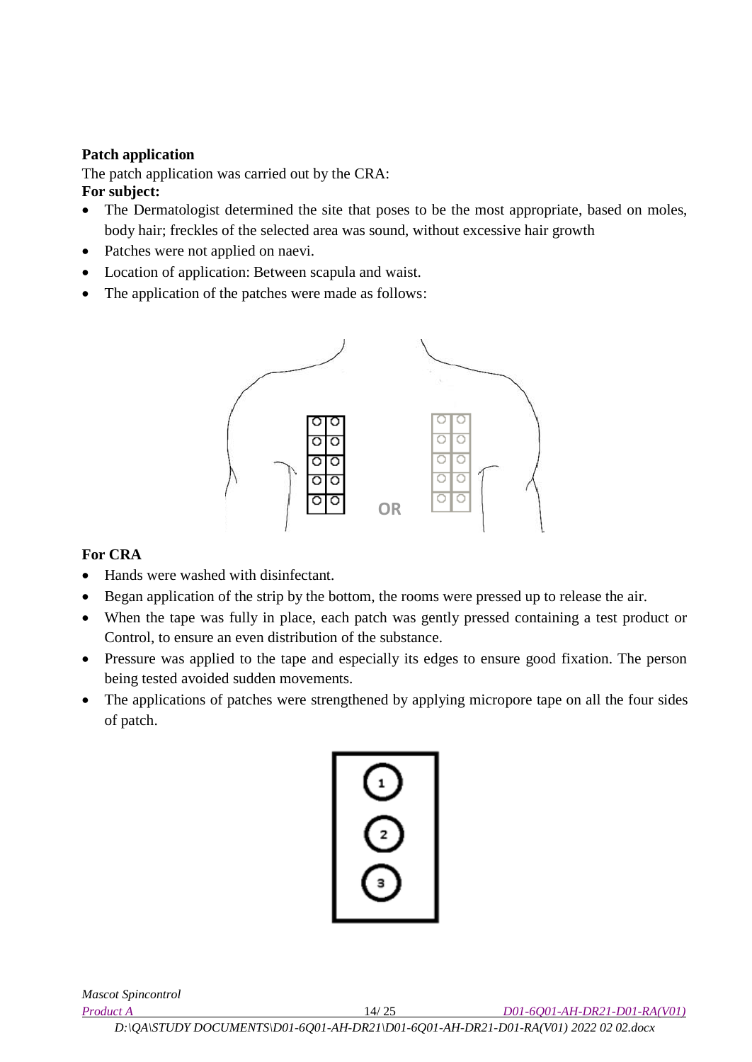**Patch application**

The patch application was carried out by the CRA:

**For subject:**

- The Dermatologist determined the site that poses to be the most appropriate, based on moles, body hair; freckles of the selected area was sound, without excessive hair growth
- Patches were not applied on naevi.
- Location of application: Between scapula and waist.
- The application of the patches were made as follows:

OR

**For CRA**

- Hands were washed with disinfectant.
- Began application of the strip by the bottom, the rooms were pressed up to release the air.
- When the tape was fully in place, each patch was gently pressed containing a test product or Control, to ensure an even distribution of the substance.
- Pressure was applied to the tape and especially its edges to ensure good fixation. The person being tested avoided sudden movements.
- The applications of patches were strengthened by applying micropore tape on all the four sides of patch.

1

2

3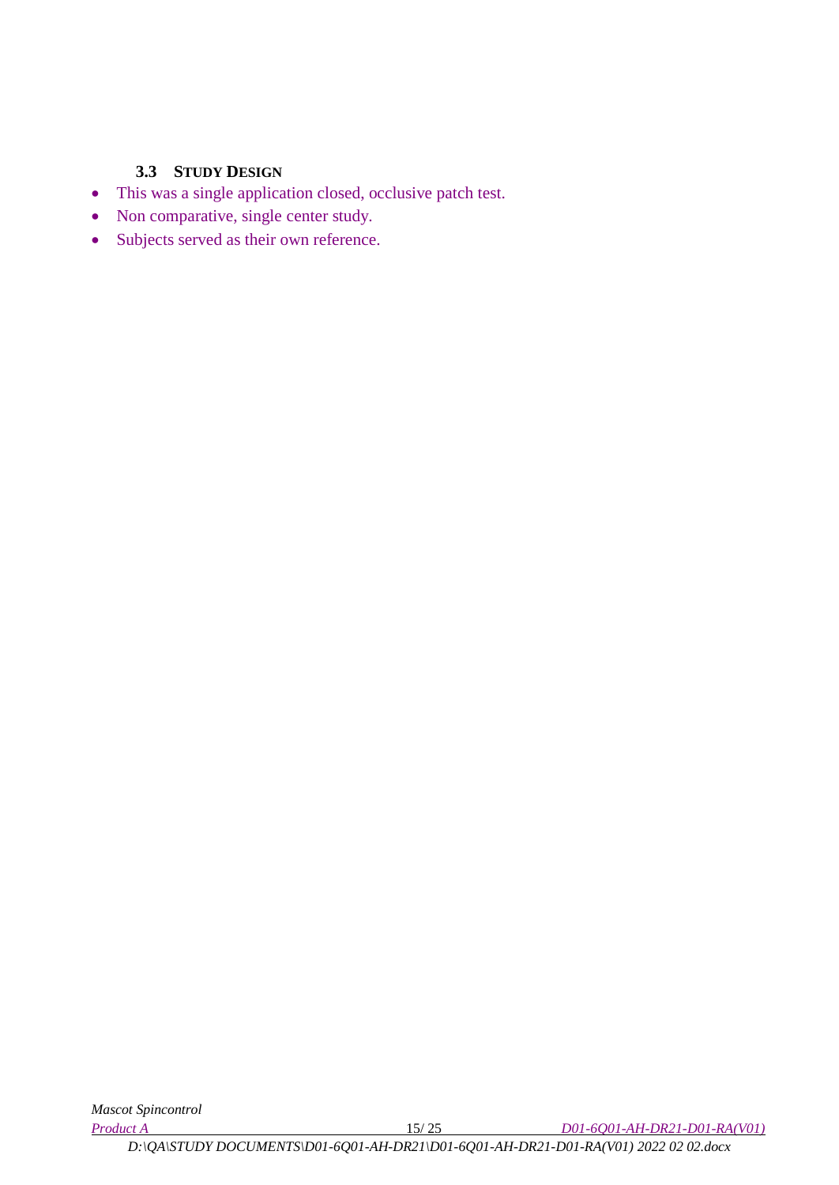### 3.3 STUDY DESIGN

- This was a single application closed, occlusive patch test.
- Non comparative, single center study.
- Subjects served as their own reference.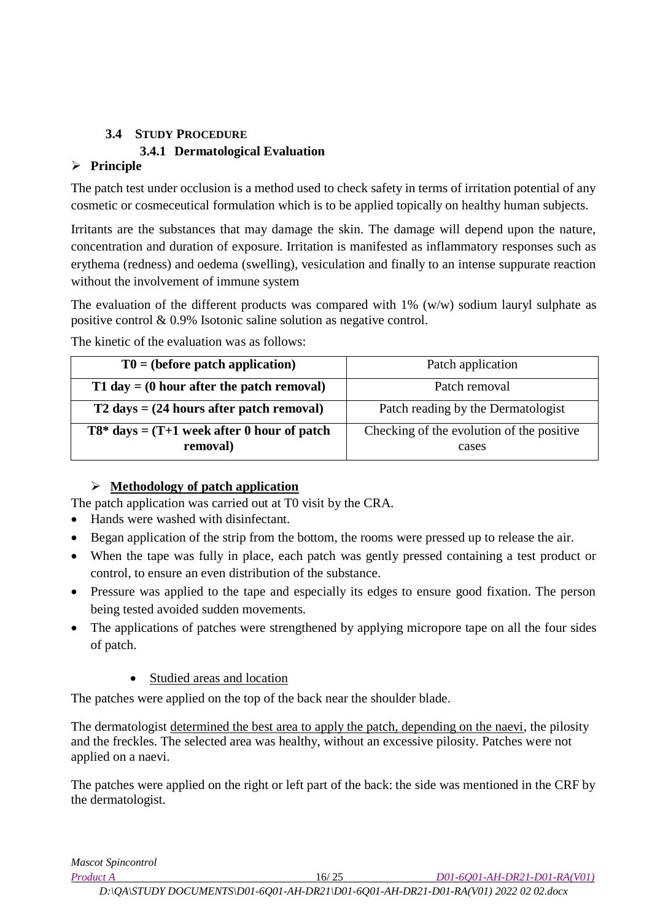## 3.4 STUDY PROCEDURE

### 3.4.1 Dermatological Evaluation

➢ **Principle**

The patch test under occlusion is a method used to check safety in terms of irritation potential of any cosmetic or cosmeceutical formulation which is to be applied topically on healthy human subjects.

Irritants are the substances that may damage the skin. The damage will depend upon the nature, concentration and duration of exposure. Irritation is manifested as inflammatory responses such as erythema (redness) and oedema (swelling), vesiculation and finally to an intense suppurate reaction without the involvement of immune system

The evaluation of the different products was compared with 1% (w/w) sodium lauryl sulphate as positive control & 0.9% Isotonic saline solution as negative control.

The kinetic of the evaluation was as follows:

| **T0 = (before patch application)** | Patch application |
|---|---|
| **T1 day = (0 hour after the patch removal)** | Patch removal |
| **T2 days = (24 hours after patch removal)** | Patch reading by the Dermatologist |
| **T8* days = (T+1 week after 0 hour of patch removal)** | Checking of the evolution of the positive cases |

➢ **<u>Methodology of patch application</u>**

The patch application was carried out at T0 visit by the CRA.

- Hands were washed with disinfectant.
- Began application of the strip from the bottom, the rooms were pressed up to release the air.
- When the tape was fully in place, each patch was gently pressed containing a test product or control, to ensure an even distribution of the substance.
- Pressure was applied to the tape and especially its edges to ensure good fixation. The person being tested avoided sudden movements.
- The applications of patches were strengthened by applying micropore tape on all the four sides of patch.

  - <u>Studied areas and location</u>

The patches were applied on the top of the back near the shoulder blade.

The dermatologist <u>determined the best area to apply the patch, depending on the naevi</u>, the pilosity and the freckles. The selected area was healthy, without an excessive pilosity. Patches were not applied on a naevi.

The patches were applied on the right or left part of the back: the side was mentioned in the CRF by the dermatologist.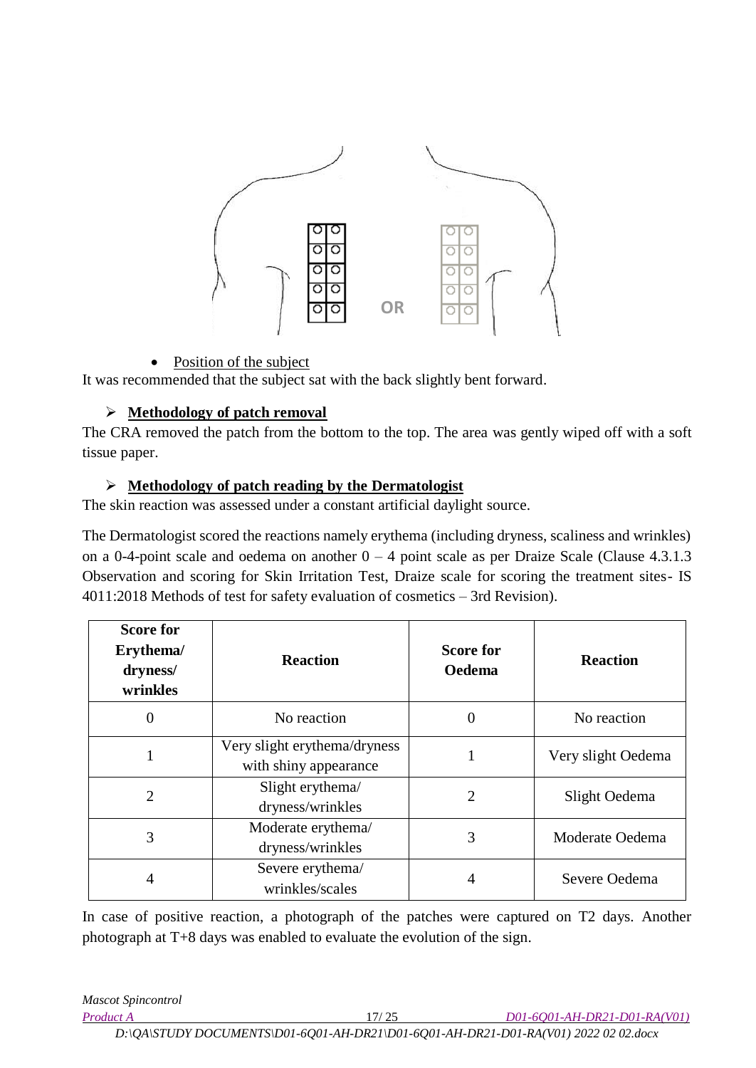- Position of the subject

It was recommended that the subject sat with the back slightly bent forward.

- **Methodology of patch removal**

The CRA removed the patch from the bottom to the top. The area was gently wiped off with a soft tissue paper.

- **Methodology of patch reading by the Dermatologist**

The skin reaction was assessed under a constant artificial daylight source.

The Dermatologist scored the reactions namely erythema (including dryness, scaliness and wrinkles) on a 0-4-point scale and oedema on another 0 – 4 point scale as per Draize Scale (Clause 4.3.1.3 Observation and scoring for Skin Irritation Test, Draize scale for scoring the treatment sites- IS 4011:2018 Methods of test for safety evaluation of cosmetics – 3rd Revision).

| Score for Erythema/ dryness/ wrinkles | Reaction | Score for Oedema | Reaction |
|---|---|---|---|
| 0 | No reaction | 0 | No reaction |
| 1 | Very slight erythema/dryness with shiny appearance | 1 | Very slight Oedema |
| 2 | Slight erythema/ dryness/wrinkles | 2 | Slight Oedema |
| 3 | Moderate erythema/ dryness/wrinkles | 3 | Moderate Oedema |
| 4 | Severe erythema/ wrinkles/scales | 4 | Severe Oedema |

In case of positive reaction, a photograph of the patches were captured on T2 days. Another photograph at T+8 days was enabled to evaluate the evolution of the sign.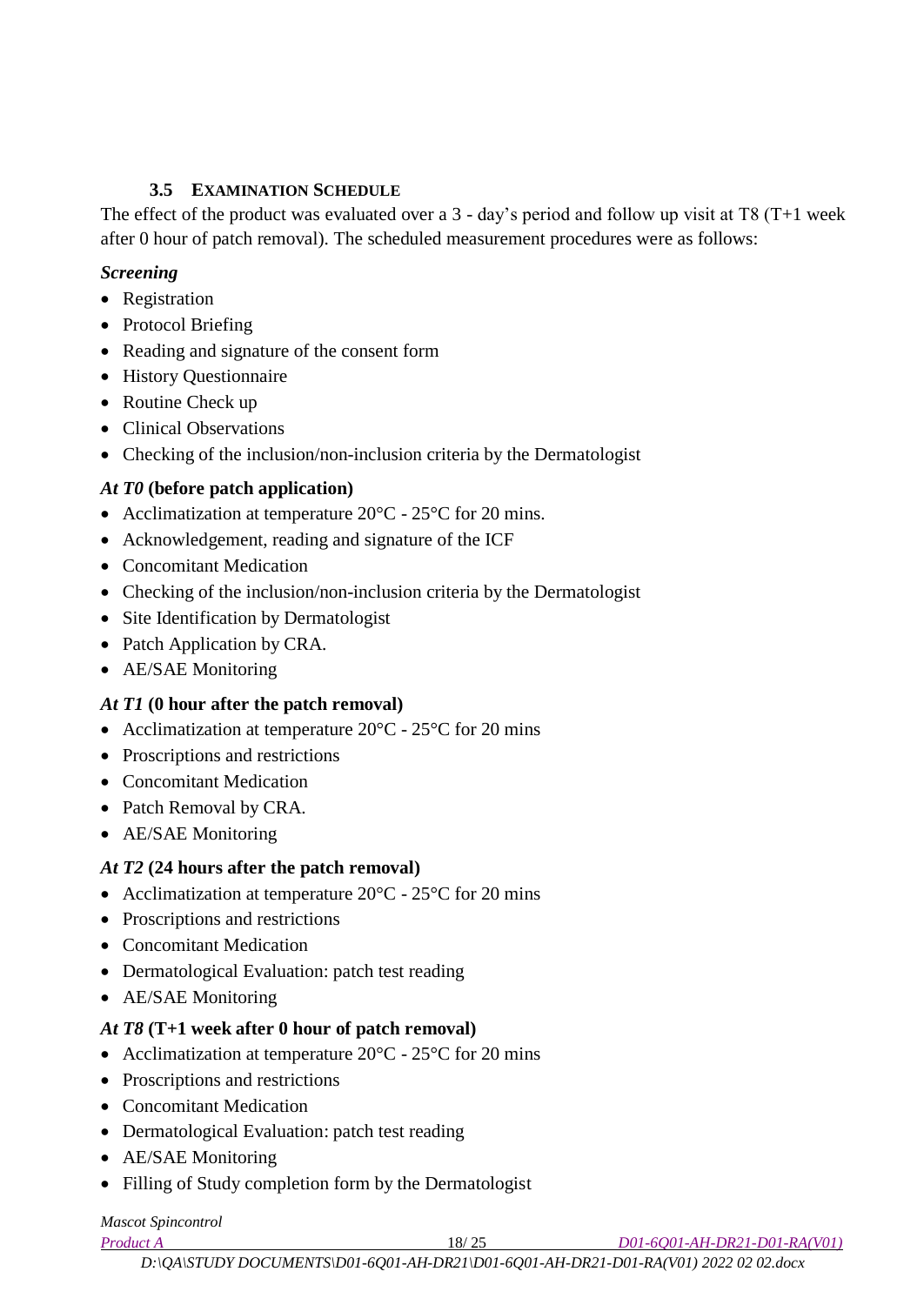### 3.5 EXAMINATION SCHEDULE

The effect of the product was evaluated over a 3 - day's period and follow up visit at T8 (T+1 week after 0 hour of patch removal). The scheduled measurement procedures were as follows:

***Screening***

- Registration
- Protocol Briefing
- Reading and signature of the consent form
- History Questionnaire
- Routine Check up
- Clinical Observations
- Checking of the inclusion/non-inclusion criteria by the Dermatologist

***At T0* (before patch application)**

- Acclimatization at temperature 20°C - 25°C for 20 mins.
- Acknowledgement, reading and signature of the ICF
- Concomitant Medication
- Checking of the inclusion/non-inclusion criteria by the Dermatologist
- Site Identification by Dermatologist
- Patch Application by CRA.
- AE/SAE Monitoring

***At T1* (0 hour after the patch removal)**

- Acclimatization at temperature 20°C - 25°C for 20 mins
- Proscriptions and restrictions
- Concomitant Medication
- Patch Removal by CRA.
- AE/SAE Monitoring

***At T2* (24 hours after the patch removal)**

- Acclimatization at temperature 20°C - 25°C for 20 mins
- Proscriptions and restrictions
- Concomitant Medication
- Dermatological Evaluation: patch test reading
- AE/SAE Monitoring

***At T8* (T+1 week after 0 hour of patch removal)**

- Acclimatization at temperature 20°C - 25°C for 20 mins
- Proscriptions and restrictions
- Concomitant Medication
- Dermatological Evaluation: patch test reading
- AE/SAE Monitoring
- Filling of Study completion form by the Dermatologist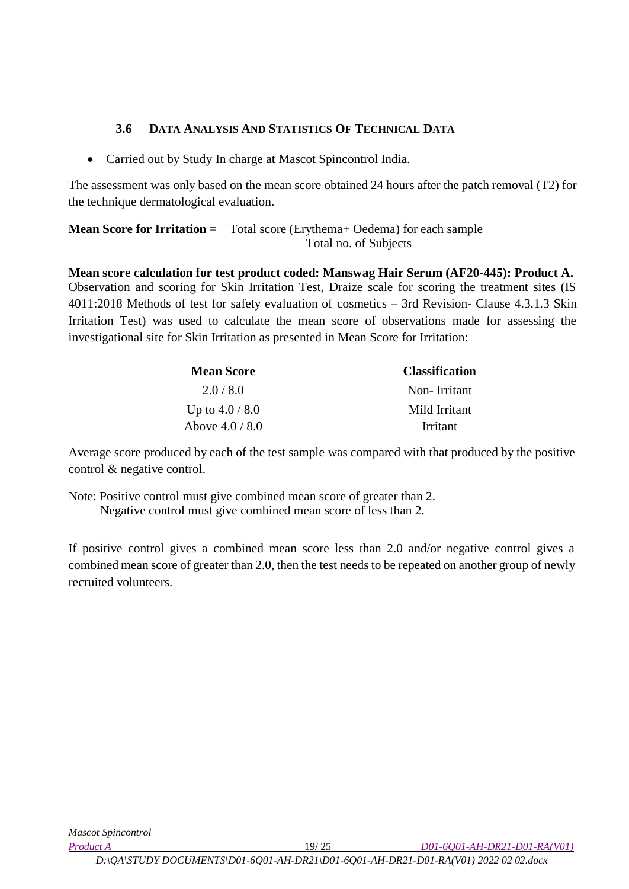### 3.6 DATA ANALYSIS AND STATISTICS OF TECHNICAL DATA

- Carried out by Study In charge at Mascot Spincontrol India.

The assessment was only based on the mean score obtained 24 hours after the patch removal (T2) for the technique dermatological evaluation.

$$\textbf{Mean Score for Irritation} = \frac{\text{Total score (Erythema+ Oedema) for each sample}}{\text{Total no. of Subjects}}$$

**Mean score calculation for test product coded: Manswag Hair Serum (AF20-445): Product A.**
Observation and scoring for Skin Irritation Test, Draize scale for scoring the treatment sites (IS 4011:2018 Methods of test for safety evaluation of cosmetics – 3rd Revision- Clause 4.3.1.3 Skin Irritation Test) was used to calculate the mean score of observations made for assessing the investigational site for Skin Irritation as presented in Mean Score for Irritation:

| Mean Score | Classification |
|---|---|
| 2.0 / 8.0 | Non- Irritant |
| Up to 4.0 / 8.0 | Mild Irritant |
| Above 4.0 / 8.0 | Irritant |

Average score produced by each of the test sample was compared with that produced by the positive control & negative control.

Note: Positive control must give combined mean score of greater than 2.
Negative control must give combined mean score of less than 2.

If positive control gives a combined mean score less than 2.0 and/or negative control gives a combined mean score of greater than 2.0, then the test needs to be repeated on another group of newly recruited volunteers.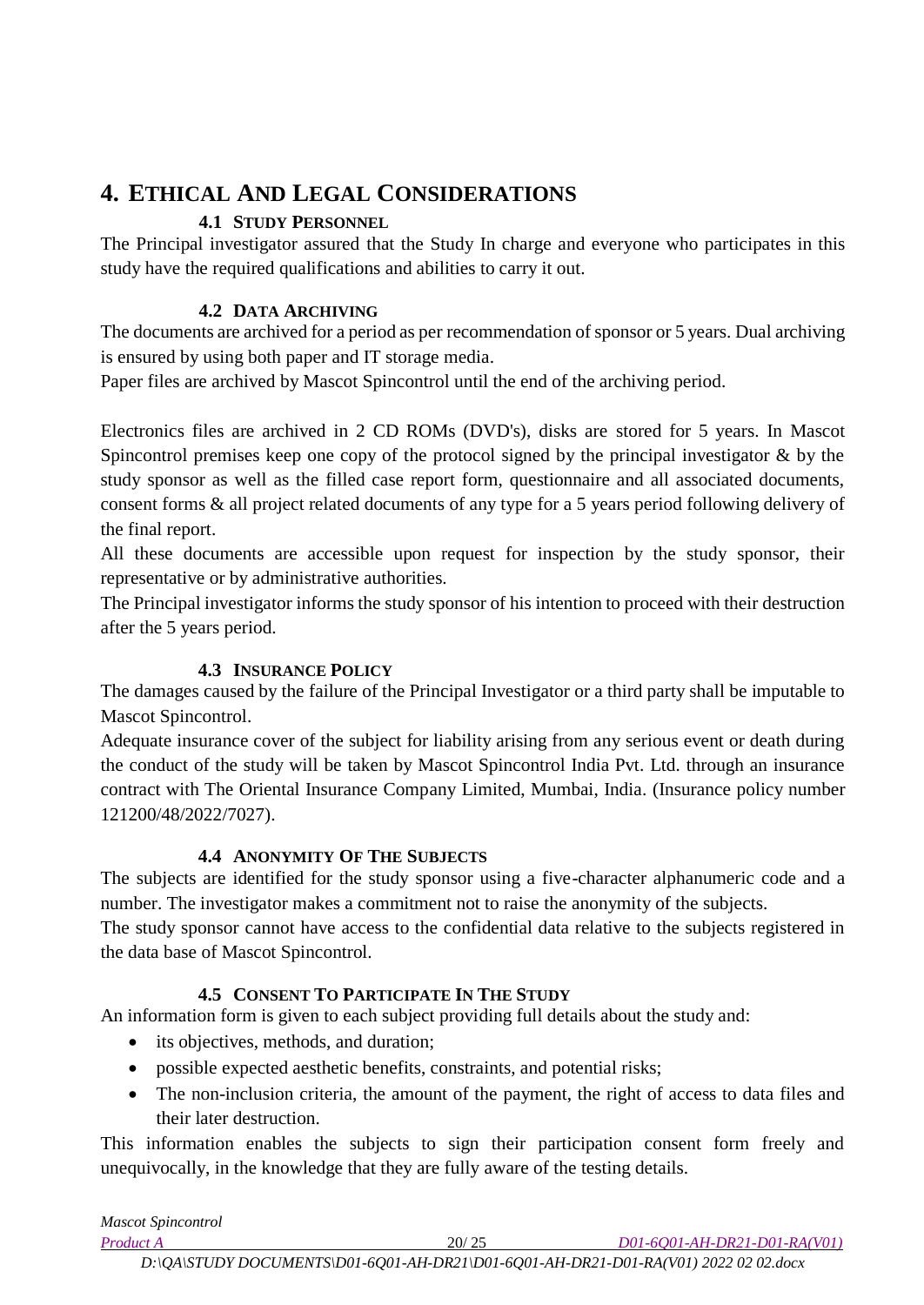# 4. Ethical And Legal Considerations

## 4.1 Study Personnel

The Principal investigator assured that the Study In charge and everyone who participates in this study have the required qualifications and abilities to carry it out.

## 4.2 Data Archiving

The documents are archived for a period as per recommendation of sponsor or 5 years. Dual archiving is ensured by using both paper and IT storage media.

Paper files are archived by Mascot Spincontrol until the end of the archiving period.

Electronics files are archived in 2 CD ROMs (DVD's), disks are stored for 5 years. In Mascot Spincontrol premises keep one copy of the protocol signed by the principal investigator & by the study sponsor as well as the filled case report form, questionnaire and all associated documents, consent forms & all project related documents of any type for a 5 years period following delivery of the final report.

All these documents are accessible upon request for inspection by the study sponsor, their representative or by administrative authorities.

The Principal investigator informs the study sponsor of his intention to proceed with their destruction after the 5 years period.

## 4.3 Insurance Policy

The damages caused by the failure of the Principal Investigator or a third party shall be imputable to Mascot Spincontrol.

Adequate insurance cover of the subject for liability arising from any serious event or death during the conduct of the study will be taken by Mascot Spincontrol India Pvt. Ltd. through an insurance contract with The Oriental Insurance Company Limited, Mumbai, India. (Insurance policy number 121200/48/2022/7027).

## 4.4 Anonymity Of The Subjects

The subjects are identified for the study sponsor using a five-character alphanumeric code and a number. The investigator makes a commitment not to raise the anonymity of the subjects.

The study sponsor cannot have access to the confidential data relative to the subjects registered in the data base of Mascot Spincontrol.

## 4.5 Consent To Participate In The Study

An information form is given to each subject providing full details about the study and:

- its objectives, methods, and duration;
- possible expected aesthetic benefits, constraints, and potential risks;
- The non-inclusion criteria, the amount of the payment, the right of access to data files and their later destruction.

This information enables the subjects to sign their participation consent form freely and unequivocally, in the knowledge that they are fully aware of the testing details.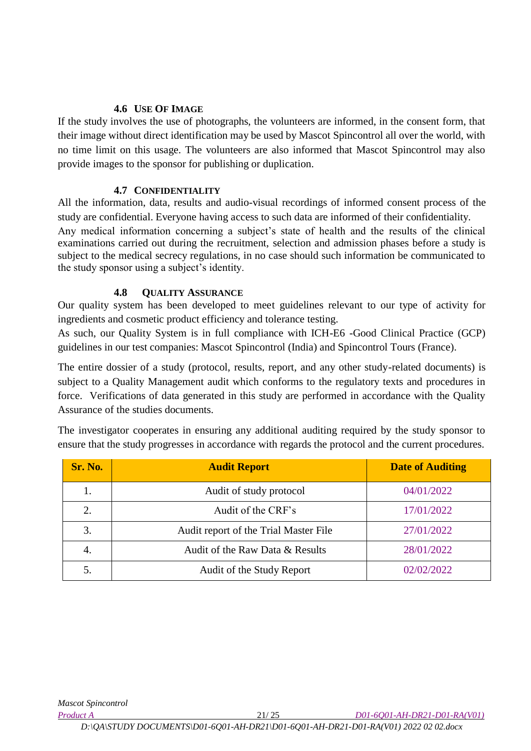### 4.6 Use Of Image

If the study involves the use of photographs, the volunteers are informed, in the consent form, that their image without direct identification may be used by Mascot Spincontrol all over the world, with no time limit on this usage. The volunteers are also informed that Mascot Spincontrol may also provide images to the sponsor for publishing or duplication.

### 4.7 Confidentiality

All the information, data, results and audio-visual recordings of informed consent process of the study are confidential. Everyone having access to such data are informed of their confidentiality.

Any medical information concerning a subject's state of health and the results of the clinical examinations carried out during the recruitment, selection and admission phases before a study is subject to the medical secrecy regulations, in no case should such information be communicated to the study sponsor using a subject's identity.

### 4.8 Quality Assurance

Our quality system has been developed to meet guidelines relevant to our type of activity for ingredients and cosmetic product efficiency and tolerance testing.

As such, our Quality System is in full compliance with ICH-E6 -Good Clinical Practice (GCP) guidelines in our test companies: Mascot Spincontrol (India) and Spincontrol Tours (France).

The entire dossier of a study (protocol, results, report, and any other study-related documents) is subject to a Quality Management audit which conforms to the regulatory texts and procedures in force. Verifications of data generated in this study are performed in accordance with the Quality Assurance of the studies documents.

The investigator cooperates in ensuring any additional auditing required by the study sponsor to ensure that the study progresses in accordance with regards the protocol and the current procedures.

| Sr. No. | Audit Report | Date of Auditing |
|---|---|---|
| 1. | Audit of study protocol | 04/01/2022 |
| 2. | Audit of the CRF's | 17/01/2022 |
| 3. | Audit report of the Trial Master File | 27/01/2022 |
| 4. | Audit of the Raw Data & Results | 28/01/2022 |
| 5. | Audit of the Study Report | 02/02/2022 |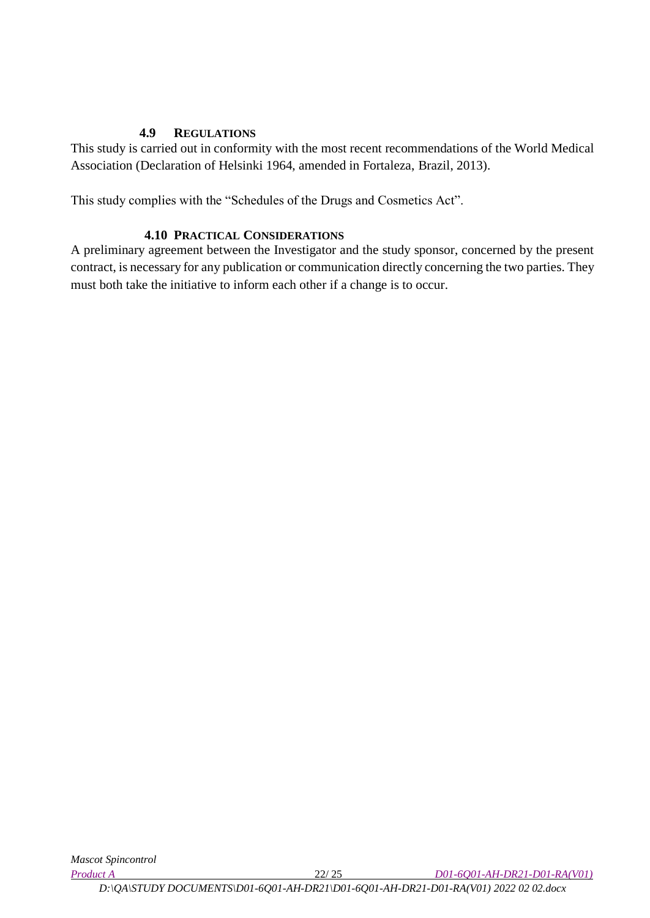### 4.9 Regulations

This study is carried out in conformity with the most recent recommendations of the World Medical Association (Declaration of Helsinki 1964, amended in Fortaleza, Brazil, 2013).

This study complies with the "Schedules of the Drugs and Cosmetics Act".

### 4.10 Practical Considerations

A preliminary agreement between the Investigator and the study sponsor, concerned by the present contract, is necessary for any publication or communication directly concerning the two parties. They must both take the initiative to inform each other if a change is to occur.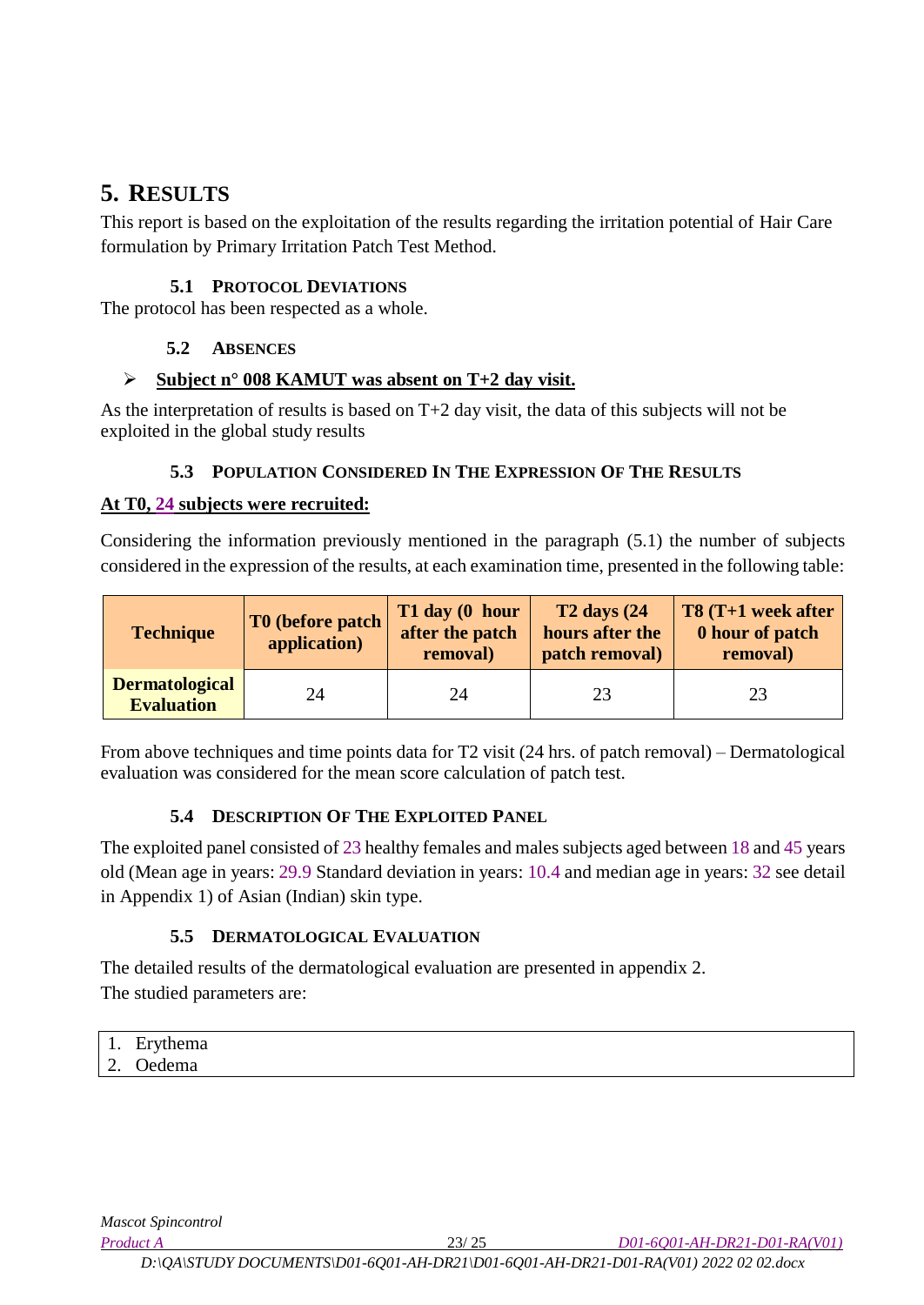# 5. RESULTS

This report is based on the exploitation of the results regarding the irritation potential of Hair Care formulation by Primary Irritation Patch Test Method.

### 5.1 PROTOCOL DEVIATIONS

The protocol has been respected as a whole.

### 5.2 ABSENCES

- **Subject n° 008 KAMUT was absent on T+2 day visit.**

As the interpretation of results is based on T+2 day visit, the data of this subjects will not be exploited in the global study results

### 5.3 POPULATION CONSIDERED IN THE EXPRESSION OF THE RESULTS

**At T0, 24 subjects were recruited:**

Considering the information previously mentioned in the paragraph (5.1) the number of subjects considered in the expression of the results, at each examination time, presented in the following table:

| Technique | T0 (before patch application) | T1 day (0 hour after the patch removal) | T2 days (24 hours after the patch removal) | T8 (T+1 week after 0 hour of patch removal) |
|---|---|---|---|---|
| **Dermatological Evaluation** | 24 | 24 | 23 | 23 |

From above techniques and time points data for T2 visit (24 hrs. of patch removal) – Dermatological evaluation was considered for the mean score calculation of patch test.

### 5.4 DESCRIPTION OF THE EXPLOITED PANEL

The exploited panel consisted of 23 healthy females and males subjects aged between 18 and 45 years old (Mean age in years: 29.9 Standard deviation in years: 10.4 and median age in years: 32 see detail in Appendix 1) of Asian (Indian) skin type.

### 5.5 DERMATOLOGICAL EVALUATION

The detailed results of the dermatological evaluation are presented in appendix 2.
The studied parameters are:

1. Erythema
2. Oedema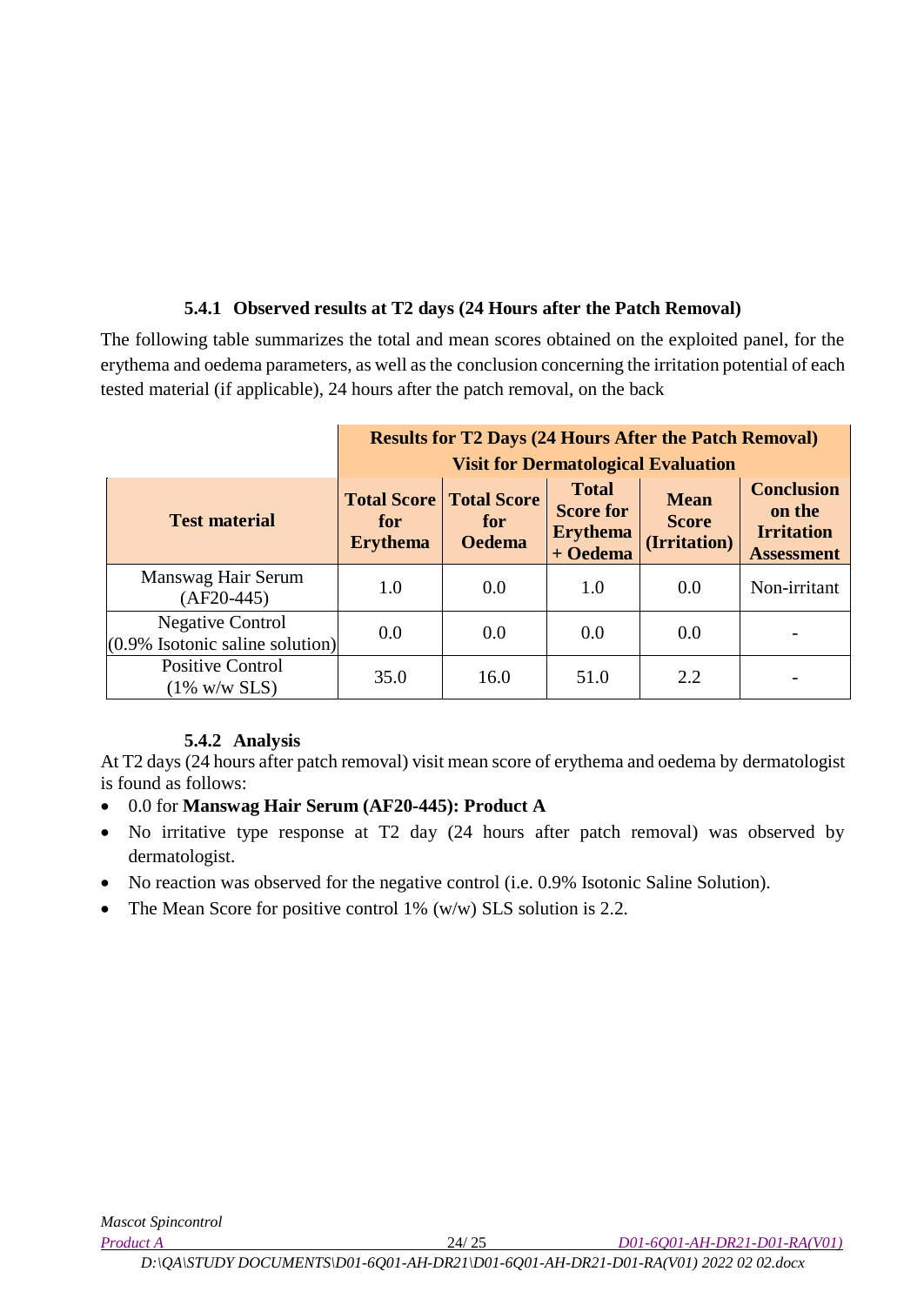### 5.4.1 Observed results at T2 days (24 Hours after the Patch Removal)

The following table summarizes the total and mean scores obtained on the exploited panel, for the erythema and oedema parameters, as well as the conclusion concerning the irritation potential of each tested material (if applicable), 24 hours after the patch removal, on the back

| | Results for T2 Days (24 Hours After the Patch Removal) Visit for Dermatological Evaluation | | | | |
|---|---|---|---|---|---|
| **Test material** | **Total Score for Erythema** | **Total Score for Oedema** | **Total Score for Erythema + Oedema** | **Mean Score (Irritation)** | **Conclusion on the Irritation Assessment** |
| Manswag Hair Serum (AF20-445) | 1.0 | 0.0 | 1.0 | 0.0 | Non-irritant |
| Negative Control (0.9% Isotonic saline solution) | 0.0 | 0.0 | 0.0 | 0.0 | - |
| Positive Control (1% w/w SLS) | 35.0 | 16.0 | 51.0 | 2.2 | - |

### 5.4.2 Analysis

At T2 days (24 hours after patch removal) visit mean score of erythema and oedema by dermatologist is found as follows:

- 0.0 for **Manswag Hair Serum (AF20-445): Product A**
- No irritative type response at T2 day (24 hours after patch removal) was observed by dermatologist.
- No reaction was observed for the negative control (i.e. 0.9% Isotonic Saline Solution).
- The Mean Score for positive control 1% (w/w) SLS solution is 2.2.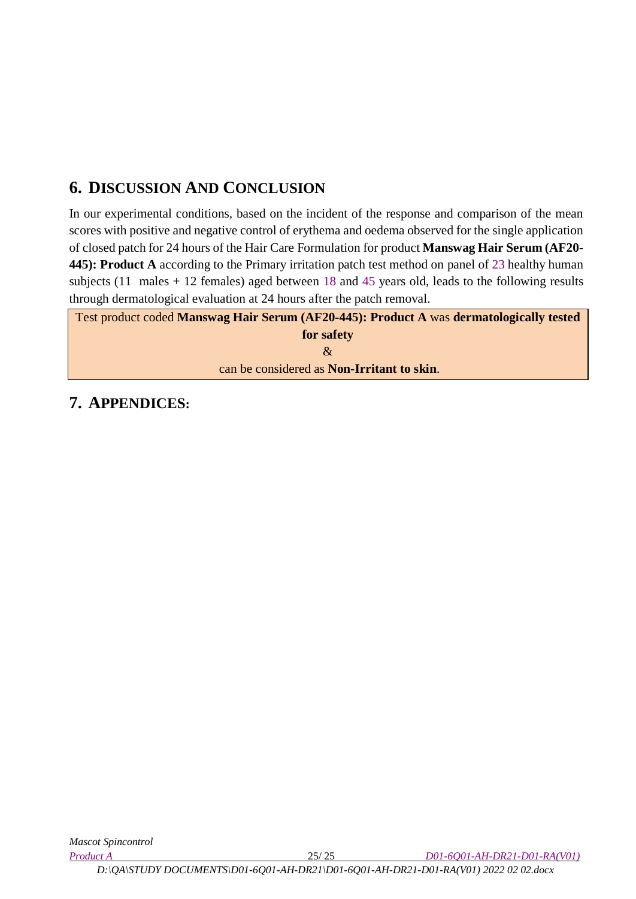## 6. Discussion And Conclusion

In our experimental conditions, based on the incident of the response and comparison of the mean scores with positive and negative control of erythema and oedema observed for the single application of closed patch for 24 hours of the Hair Care Formulation for product **Manswag Hair Serum (AF20-445): Product A** according to the Primary irritation patch test method on panel of 23 healthy human subjects (11 males + 12 females) aged between 18 and 45 years old, leads to the following results through dermatological evaluation at 24 hours after the patch removal.

| Test product coded **Manswag Hair Serum (AF20-445): Product A** was **dermatologically tested for safety** & can be considered as **Non-Irritant to skin**. |
|---|

## 7. Appendices: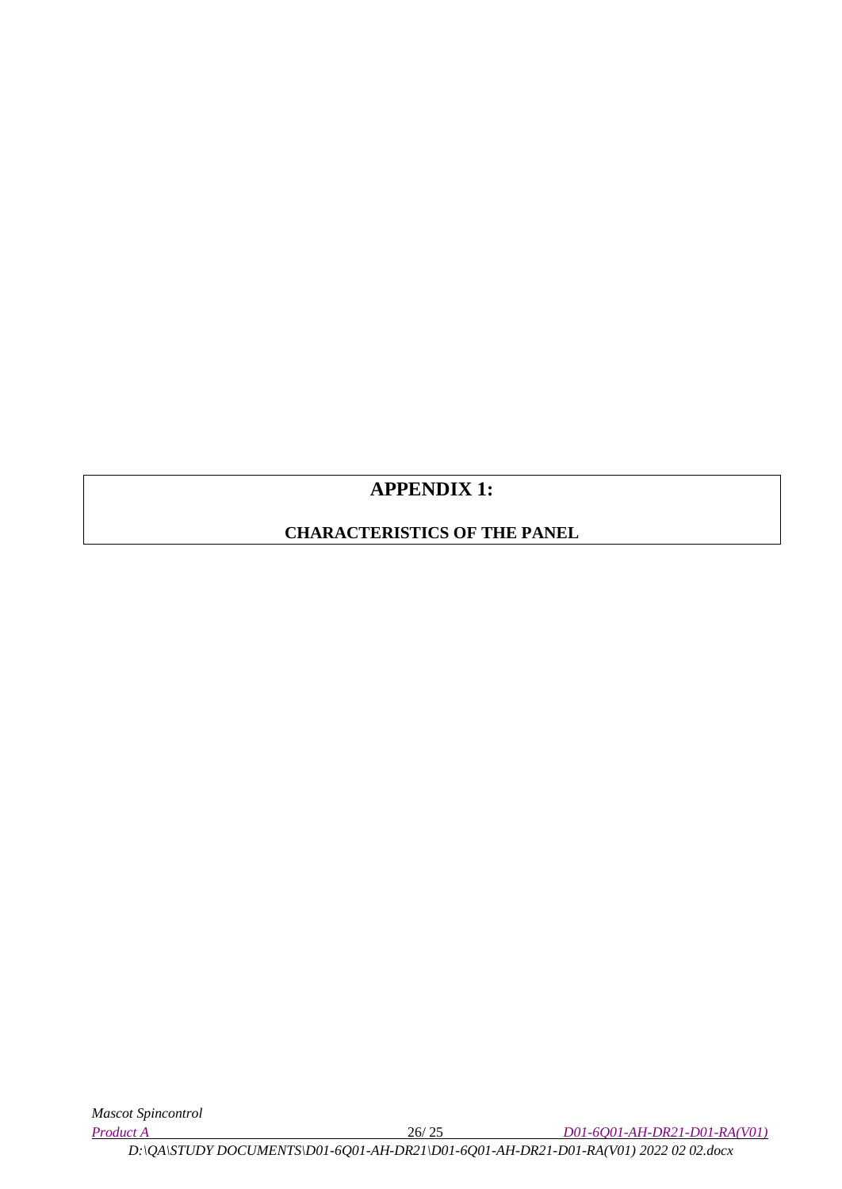# APPENDIX 1:

## CHARACTERISTICS OF THE PANEL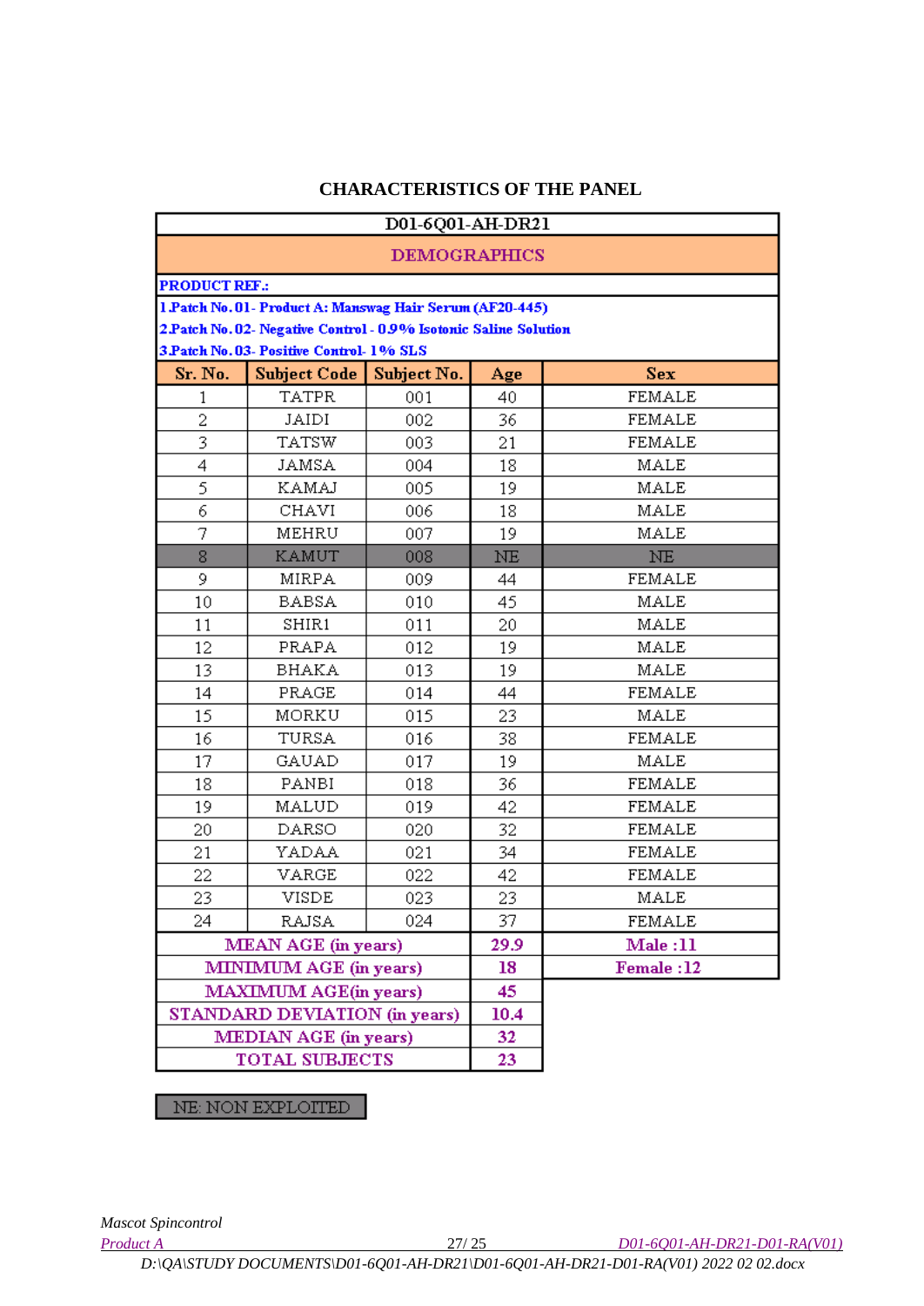## CHARACTERISTICS OF THE PANEL

| D01-6Q01-AH-DR21 | | | | |
|---|---|---|---|---|
| **DEMOGRAPHICS** | | | | |
| **PRODUCT REF.:** | | | | |
| **1.Patch No. 01- Product A: Manswag Hair Serum (AF20-445)**<br>**2.Patch No. 02- Negative Control - 0.9% Isotonic Saline Solution**<br>**3.Patch No. 03- Positive Control- 1% SLS** | | | | |
| **Sr. No.** | **Subject Code** | **Subject No.** | **Age** | **Sex** |
| 1 | TATPR | 001 | 40 | FEMALE |
| 2 | JAIDI | 002 | 36 | FEMALE |
| 3 | TATSW | 003 | 21 | FEMALE |
| 4 | JAMSA | 004 | 18 | MALE |
| 5 | KAMAJ | 005 | 19 | MALE |
| 6 | CHAVI | 006 | 18 | MALE |
| 7 | MEHRU | 007 | 19 | MALE |
| 8 | KAMUT | 008 | NE | NE |
| 9 | MIRPA | 009 | 44 | FEMALE |
| 10 | BABSA | 010 | 45 | MALE |
| 11 | SHIR1 | 011 | 20 | MALE |
| 12 | PRAPA | 012 | 19 | MALE |
| 13 | BHAKA | 013 | 19 | MALE |
| 14 | PRAGE | 014 | 44 | FEMALE |
| 15 | MORKU | 015 | 23 | MALE |
| 16 | TURSA | 016 | 38 | FEMALE |
| 17 | GAUAD | 017 | 19 | MALE |
| 18 | PANBI | 018 | 36 | FEMALE |
| 19 | MALUD | 019 | 42 | FEMALE |
| 20 | DARSO | 020 | 32 | FEMALE |
| 21 | YADAA | 021 | 34 | FEMALE |
| 22 | VARGE | 022 | 42 | FEMALE |
| 23 | VISDE | 023 | 23 | MALE |
| 24 | RAJSA | 024 | 37 | FEMALE |
| **MEAN AGE (in years)** | | | **29.9** | **Male :11** |
| **MINIMUM AGE (in years)** | | | **18** | **Female :12** |
| **MAXIMUM AGE(in years)** | | | **45** | |
| **STANDARD DEVIATION (in years)** | | | **10.4** | |
| **MEDIAN AGE (in years)** | | | **32** | |
| **TOTAL SUBJECTS** | | | **23** | |

NE: NON EXPLOITED

*Mascot Spincontrol*

*Product A* — *D01-6Q01-AH-DR21-D01-RA(V01)*

*D:\QA\STUDY DOCUMENTS\D01-6Q01-AH-DR21\D01-6Q01-AH-DR21-D01-RA(V01) 2022 02 02.docx*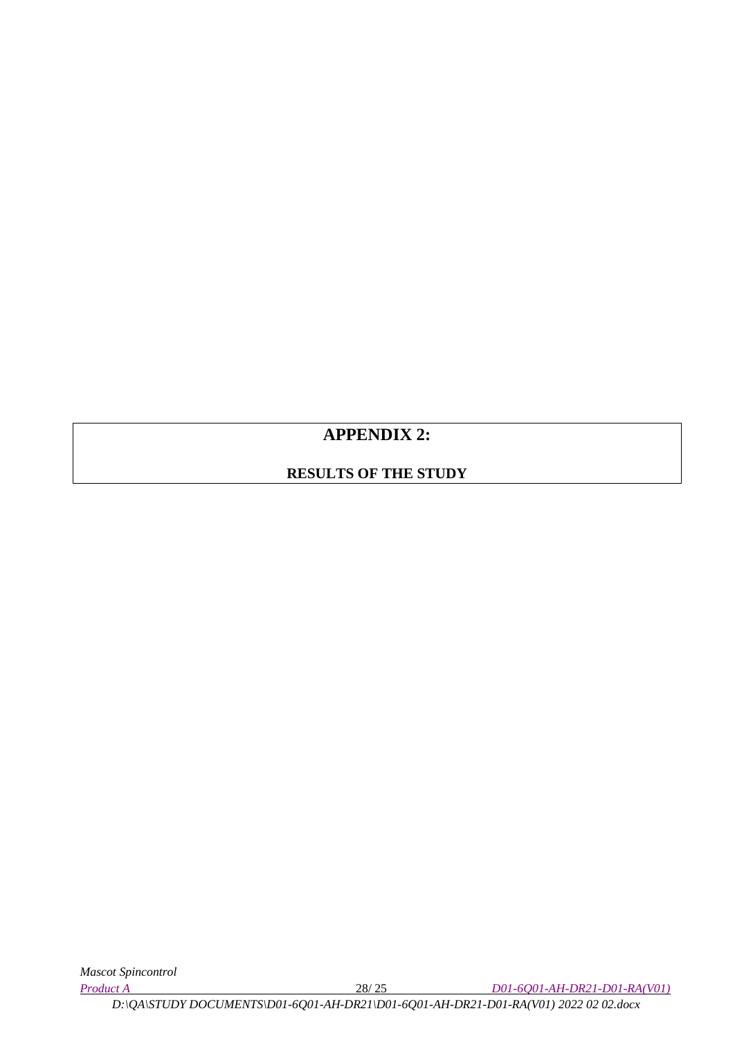# APPENDIX 2:

**RESULTS OF THE STUDY**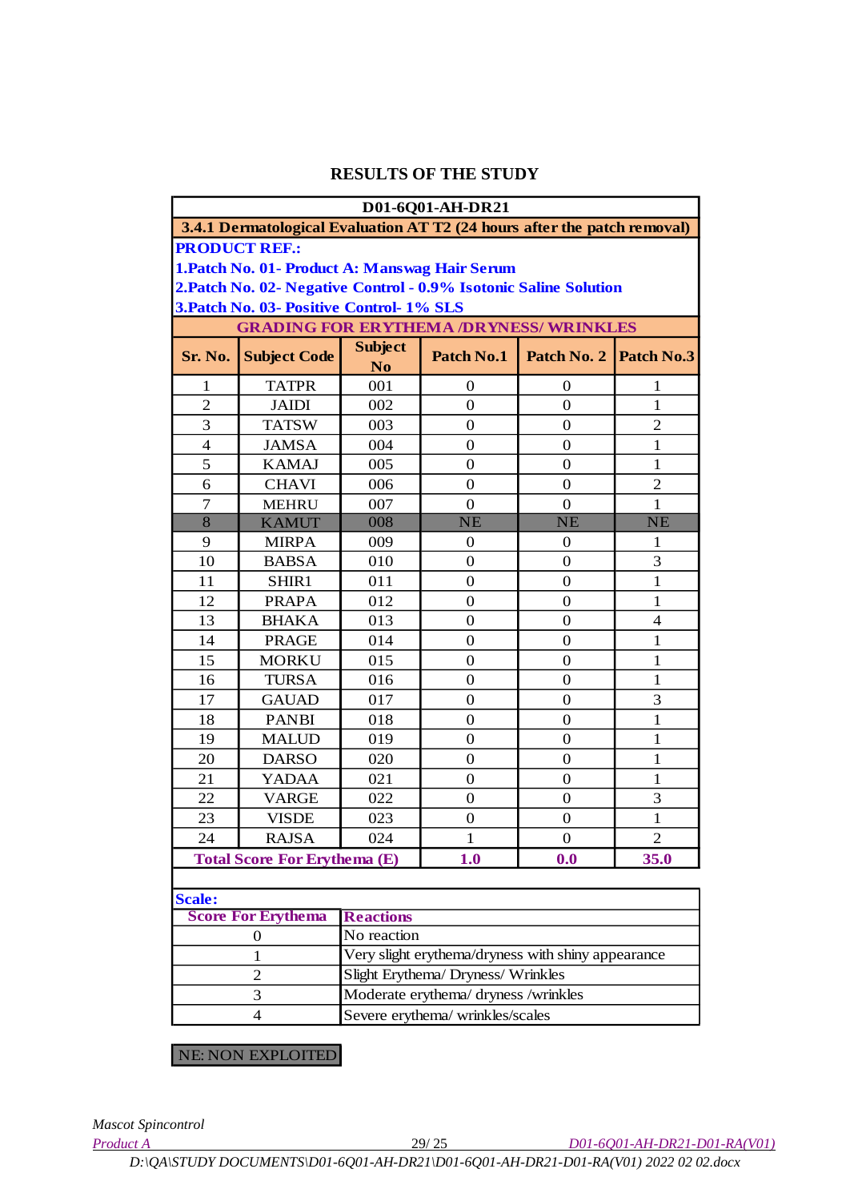# RESULTS OF THE STUDY

| D01-6Q01-AH-DR21 | | | | | |
|---|---|---|---|---|---|
| **3.4.1 Dermatological Evaluation AT T2 (24 hours after the patch removal)** | | | | | |
| **PRODUCT REF.:** | | | | | |
| **1.Patch No. 01- Product A: Manswag Hair Serum** | | | | | |
| **2.Patch No. 02- Negative Control - 0.9% Isotonic Saline Solution** | | | | | |
| **3.Patch No. 03- Positive Control- 1% SLS** | | | | | |
| **GRADING FOR ERYTHEMA /DRYNESS/ WRINKLES** | | | | | |
| **Sr. No.** | **Subject Code** | **Subject No** | **Patch No.1** | **Patch No. 2** | **Patch No.3** |
| 1 | TATPR | 001 | 0 | 0 | 1 |
| 2 | JAIDI | 002 | 0 | 0 | 1 |
| 3 | TATSW | 003 | 0 | 0 | 2 |
| 4 | JAMSA | 004 | 0 | 0 | 1 |
| 5 | KAMAJ | 005 | 0 | 0 | 1 |
| 6 | CHAVI | 006 | 0 | 0 | 2 |
| 7 | MEHRU | 007 | 0 | 0 | 1 |
| 8 | KAMUT | 008 | NE | NE | NE |
| 9 | MIRPA | 009 | 0 | 0 | 1 |
| 10 | BABSA | 010 | 0 | 0 | 3 |
| 11 | SHIR1 | 011 | 0 | 0 | 1 |
| 12 | PRAPA | 012 | 0 | 0 | 1 |
| 13 | BHAKA | 013 | 0 | 0 | 4 |
| 14 | PRAGE | 014 | 0 | 0 | 1 |
| 15 | MORKU | 015 | 0 | 0 | 1 |
| 16 | TURSA | 016 | 0 | 0 | 1 |
| 17 | GAUAD | 017 | 0 | 0 | 3 |
| 18 | PANBI | 018 | 0 | 0 | 1 |
| 19 | MALUD | 019 | 0 | 0 | 1 |
| 20 | DARSO | 020 | 0 | 0 | 1 |
| 21 | YADAA | 021 | 0 | 0 | 1 |
| 22 | VARGE | 022 | 0 | 0 | 3 |
| 23 | VISDE | 023 | 0 | 0 | 1 |
| 24 | RAJSA | 024 | 1 | 0 | 2 |
| **Total Score For Erythema (E)** | | | **1.0** | **0.0** | **35.0** |

**Scale:**

| Score For Erythema | Reactions |
|---|---|
| 0 | No reaction |
| 1 | Very slight erythema/dryness with shiny appearance |
| 2 | Slight Erythema/ Dryness/ Wrinkles |
| 3 | Moderate erythema/ dryness /wrinkles |
| 4 | Severe erythema/ wrinkles/scales |

NE: NON EXPLOITED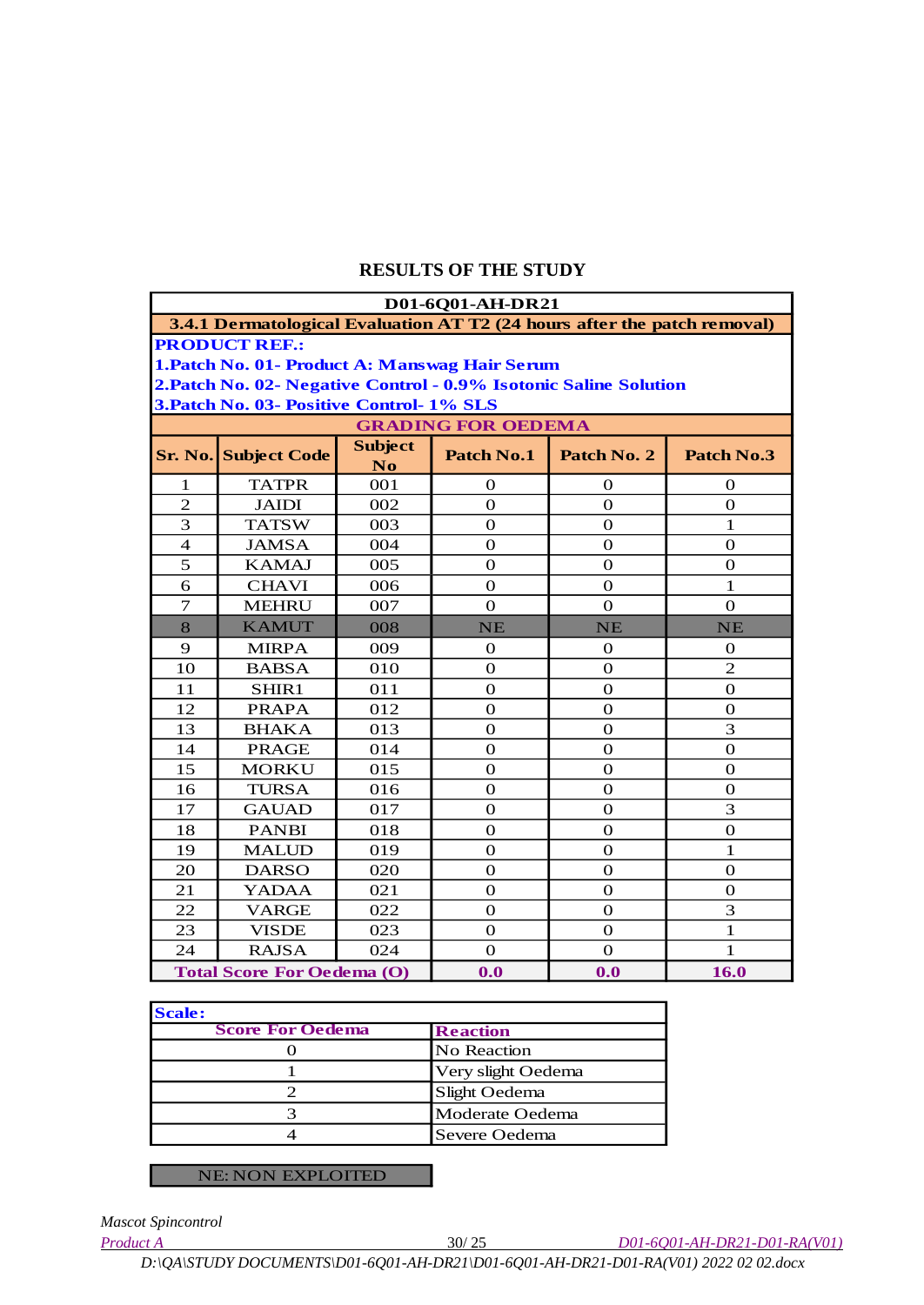## RESULTS OF THE STUDY

| D01-6Q01-AH-DR21 | | | | | |
|---|---|---|---|---|---|
| **3.4.1 Dermatological Evaluation AT T2 (24 hours after the patch removal)** | | | | | |
| **PRODUCT REF.:** | | | | | |
| **1.Patch No. 01- Product A: Manswag Hair Serum** | | | | | |
| **2.Patch No. 02- Negative Control - 0.9% Isotonic Saline Solution** | | | | | |
| **3.Patch No. 03- Positive Control- 1% SLS** | | | | | |
| **GRADING FOR OEDEMA** | | | | | |
| **Sr. No.** | **Subject Code** | **Subject No** | **Patch No.1** | **Patch No. 2** | **Patch No.3** |
| 1 | TATPR | 001 | 0 | 0 | 0 |
| 2 | JAIDI | 002 | 0 | 0 | 0 |
| 3 | TATSW | 003 | 0 | 0 | 1 |
| 4 | JAMSA | 004 | 0 | 0 | 0 |
| 5 | KAMAJ | 005 | 0 | 0 | 0 |
| 6 | CHAVI | 006 | 0 | 0 | 1 |
| 7 | MEHRU | 007 | 0 | 0 | 0 |
| 8 | KAMUT | 008 | NE | NE | NE |
| 9 | MIRPA | 009 | 0 | 0 | 0 |
| 10 | BABSA | 010 | 0 | 0 | 2 |
| 11 | SHIR1 | 011 | 0 | 0 | 0 |
| 12 | PRAPA | 012 | 0 | 0 | 0 |
| 13 | BHAKA | 013 | 0 | 0 | 3 |
| 14 | PRAGE | 014 | 0 | 0 | 0 |
| 15 | MORKU | 015 | 0 | 0 | 0 |
| 16 | TURSA | 016 | 0 | 0 | 0 |
| 17 | GAUAD | 017 | 0 | 0 | 3 |
| 18 | PANBI | 018 | 0 | 0 | 0 |
| 19 | MALUD | 019 | 0 | 0 | 1 |
| 20 | DARSO | 020 | 0 | 0 | 0 |
| 21 | YADAA | 021 | 0 | 0 | 0 |
| 22 | VARGE | 022 | 0 | 0 | 3 |
| 23 | VISDE | 023 | 0 | 0 | 1 |
| 24 | RAJSA | 024 | 0 | 0 | 1 |
| **Total Score For Oedema (O)** | | | **0.0** | **0.0** | **16.0** |

| **Scale:** | |
|---|---|
| **Score For Oedema** | **Reaction** |
| 0 | No Reaction |
| 1 | Very slight Oedema |
| 2 | Slight Oedema |
| 3 | Moderate Oedema |
| 4 | Severe Oedema |

NE: NON EXPLOITED

*Mascot Spincontrol*

*Product A* — *D01-6Q01-AH-DR21-D01-RA(V01)*

*D:\QA\STUDY DOCUMENTS\D01-6Q01-AH-DR21\D01-6Q01-AH-DR21-D01-RA(V01) 2022 02 02.docx*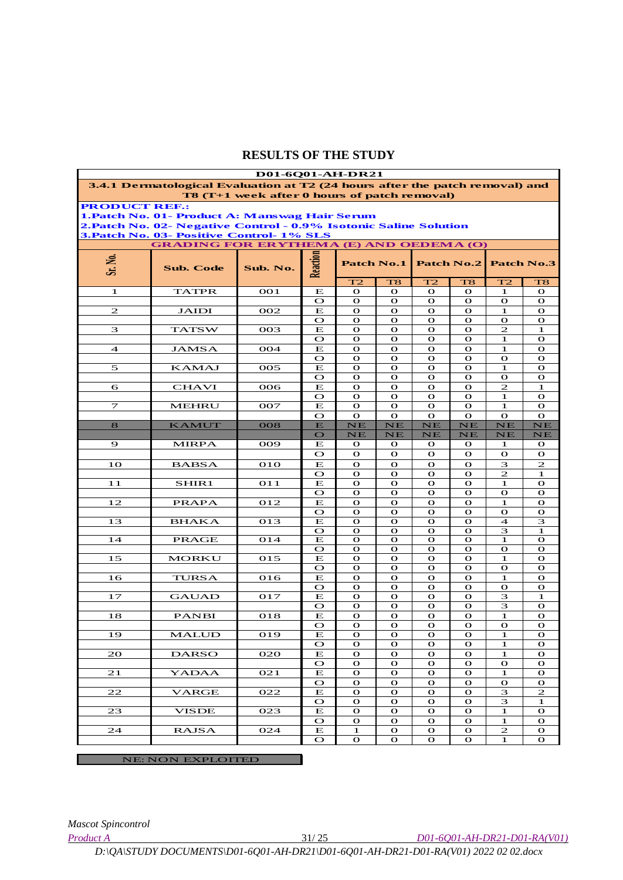## RESULTS OF THE STUDY

**D01-6Q01-AH-DR21**

**3.4.1 Dermatological Evaluation at T2 (24 hours after the patch removal) and T8 (T+1 week after 0 hours of patch removal)**

**PRODUCT REF.:**
**1.Patch No. 01- Product A: Manswag Hair Serum**
**2.Patch No. 02- Negative Control - 0.9% Isotonic Saline Solution**
**3.Patch No. 03- Positive Control- 1% SLS**

**GRADING FOR ERYTHEMA (E) AND OEDEMA (O)**

| Sr. No. | Sub. Code | Sub. No. | Reaction | Patch No.1 | | Patch No.2 | | Patch No.3 | |
|---|---|---|---|---|---|---|---|---|---|
| | | | | T2 | T8 | T2 | T8 | T2 | T8 |
| 1 | TATPR | 001 | E | 0 | 0 | 0 | 0 | 1 | 0 |
| | | | O | 0 | 0 | 0 | 0 | 0 | 0 |
| 2 | JAIDI | 002 | E | 0 | 0 | 0 | 0 | 1 | 0 |
| | | | O | 0 | 0 | 0 | 0 | 0 | 0 |
| 3 | TATSW | 003 | E | 0 | 0 | 0 | 0 | 2 | 1 |
| | | | O | 0 | 0 | 0 | 0 | 1 | 0 |
| 4 | JAMSA | 004 | E | 0 | 0 | 0 | 0 | 1 | 0 |
| | | | O | 0 | 0 | 0 | 0 | 0 | 0 |
| 5 | KAMAJ | 005 | E | 0 | 0 | 0 | 0 | 1 | 0 |
| | | | O | 0 | 0 | 0 | 0 | 0 | 0 |
| 6 | CHAVI | 006 | E | 0 | 0 | 0 | 0 | 2 | 1 |
| | | | O | 0 | 0 | 0 | 0 | 1 | 0 |
| 7 | MEHRU | 007 | E | 0 | 0 | 0 | 0 | 1 | 0 |
| | | | O | 0 | 0 | 0 | 0 | 0 | 0 |
| 8 | KAMUT | 008 | E | NE | NE | NE | NE | NE | NE |
| | | | O | NE | NE | NE | NE | NE | NE |
| 9 | MIRPA | 009 | E | 0 | 0 | 0 | 0 | 1 | 0 |
| | | | O | 0 | 0 | 0 | 0 | 0 | 0 |
| 10 | BABSA | 010 | E | 0 | 0 | 0 | 0 | 3 | 2 |
| | | | O | 0 | 0 | 0 | 0 | 2 | 1 |
| 11 | SHIR1 | 011 | E | 0 | 0 | 0 | 0 | 1 | 0 |
| | | | O | 0 | 0 | 0 | 0 | 0 | 0 |
| 12 | PRAPA | 012 | E | 0 | 0 | 0 | 0 | 1 | 0 |
| | | | O | 0 | 0 | 0 | 0 | 0 | 0 |
| 13 | BHAKA | 013 | E | 0 | 0 | 0 | 0 | 4 | 3 |
| | | | O | 0 | 0 | 0 | 0 | 3 | 1 |
| 14 | PRAGE | 014 | E | 0 | 0 | 0 | 0 | 1 | 0 |
| | | | O | 0 | 0 | 0 | 0 | 0 | 0 |
| 15 | MORKU | 015 | E | 0 | 0 | 0 | 0 | 1 | 0 |
| | | | O | 0 | 0 | 0 | 0 | 0 | 0 |
| 16 | TURSA | 016 | E | 0 | 0 | 0 | 0 | 1 | 0 |
| | | | O | 0 | 0 | 0 | 0 | 0 | 0 |
| 17 | GAUAD | 017 | E | 0 | 0 | 0 | 0 | 3 | 1 |
| | | | O | 0 | 0 | 0 | 0 | 3 | 0 |
| 18 | PANBI | 018 | E | 0 | 0 | 0 | 0 | 1 | 0 |
| | | | O | 0 | 0 | 0 | 0 | 0 | 0 |
| 19 | MALUD | 019 | E | 0 | 0 | 0 | 0 | 1 | 0 |
| | | | O | 0 | 0 | 0 | 0 | 1 | 0 |
| 20 | DARSO | 020 | E | 0 | 0 | 0 | 0 | 1 | 0 |
| | | | O | 0 | 0 | 0 | 0 | 0 | 0 |
| 21 | YADAA | 021 | E | 0 | 0 | 0 | 0 | 1 | 0 |
| | | | O | 0 | 0 | 0 | 0 | 0 | 0 |
| 22 | VARGE | 022 | E | 0 | 0 | 0 | 0 | 3 | 2 |
| | | | O | 0 | 0 | 0 | 0 | 3 | 1 |
| 23 | VISDE | 023 | E | 0 | 0 | 0 | 0 | 1 | 0 |
| | | | O | 0 | 0 | 0 | 0 | 1 | 0 |
| 24 | RAJSA | 024 | E | 1 | 0 | 0 | 0 | 2 | 0 |
| | | | O | 0 | 0 | 0 | 0 | 1 | 0 |

NE: NON EXPLOITED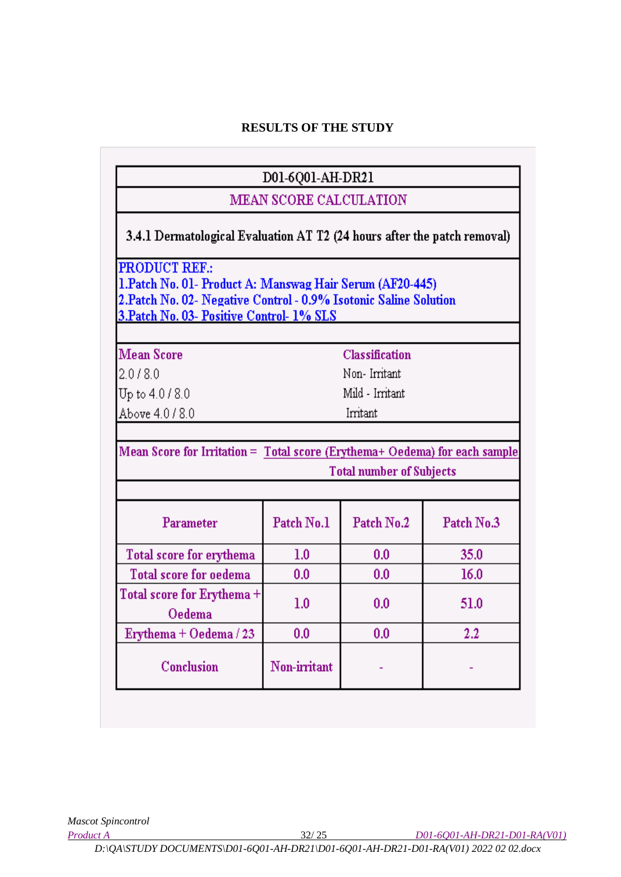## RESULTS OF THE STUDY

**D01-6Q01-AH-DR21**

**MEAN SCORE CALCULATION**

**3.4.1 Dermatological Evaluation AT T2 (24 hours after the patch removal)**

PRODUCT REF.:
1.Patch No. 01- Product A: Manswag Hair Serum (AF20-445)
2.Patch No. 02- Negative Control - 0.9% Isotonic Saline Solution
3.Patch No. 03- Positive Control- 1% SLS

| Mean Score | Classification |
|---|---|
| 2.0 / 8.0 | Non- Irritant |
| Up to 4.0 / 8.0 | Mild - Irritant |
| Above 4.0 / 8.0 | Irritant |

$$\text{Mean Score for Irritation} = \frac{\text{Total score (Erythema+ Oedema) for each sample}}{\text{Total number of Subjects}}$$

| Parameter | Patch No.1 | Patch No.2 | Patch No.3 |
|---|---|---|---|
| Total score for erythema | 1.0 | 0.0 | 35.0 |
| Total score for oedema | 0.0 | 0.0 | 16.0 |
| Total score for Erythema + Oedema | 1.0 | 0.0 | 51.0 |
| Erythema + Oedema / 23 | 0.0 | 0.0 | 2.2 |
| Conclusion | Non-irritant | - | - |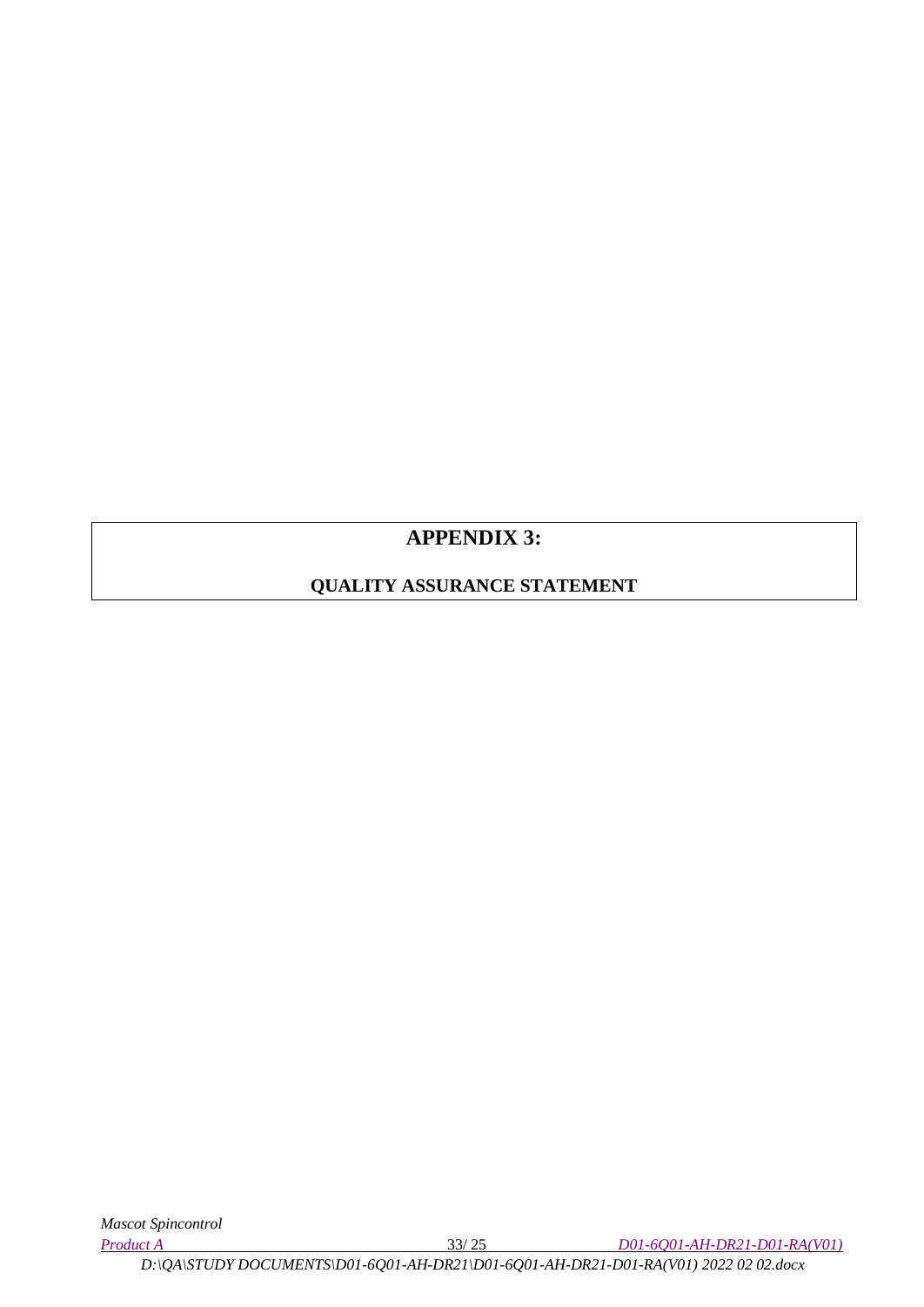# APPENDIX 3:

## QUALITY ASSURANCE STATEMENT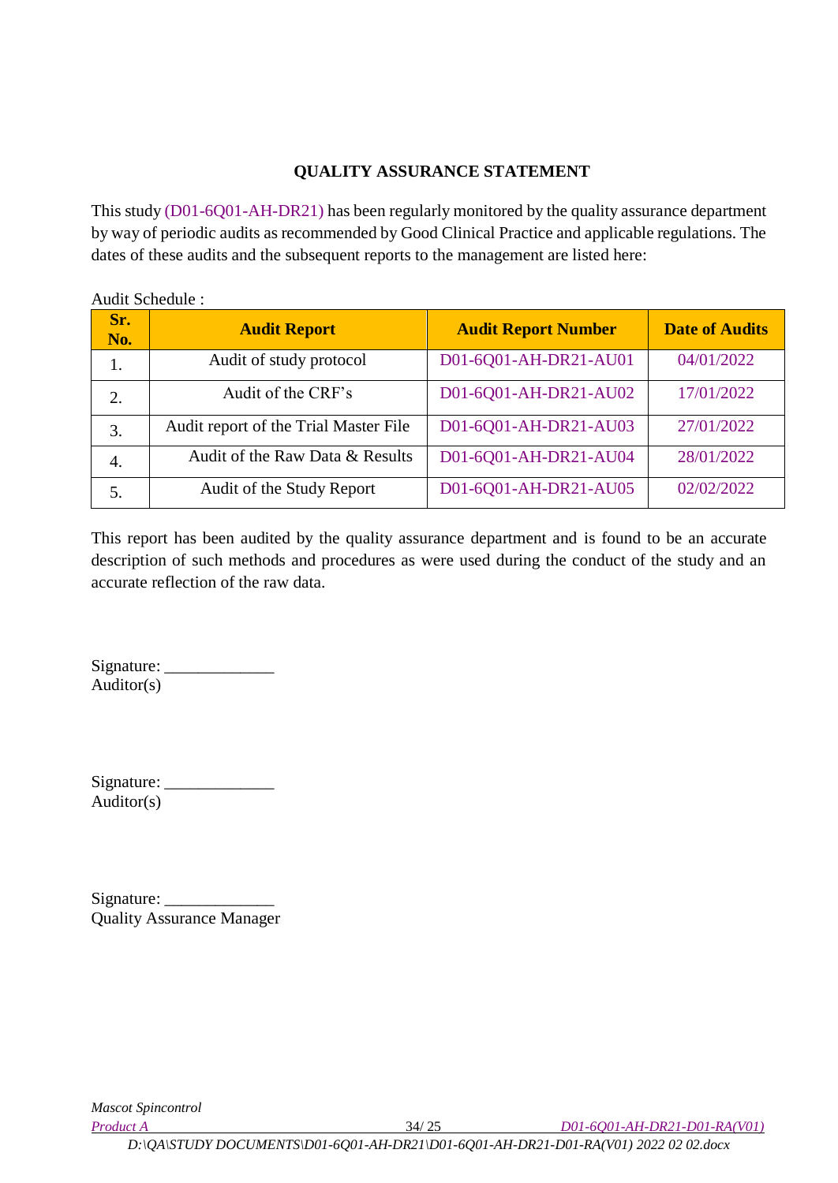# QUALITY ASSURANCE STATEMENT

This study (D01-6Q01-AH-DR21) has been regularly monitored by the quality assurance department by way of periodic audits as recommended by Good Clinical Practice and applicable regulations. The dates of these audits and the subsequent reports to the management are listed here:

Audit Schedule :

| Sr. No. | Audit Report | Audit Report Number | Date of Audits |
|---|---|---|---|
| 1. | Audit of study protocol | D01-6Q01-AH-DR21-AU01 | 04/01/2022 |
| 2. | Audit of the CRF's | D01-6Q01-AH-DR21-AU02 | 17/01/2022 |
| 3. | Audit report of the Trial Master File | D01-6Q01-AH-DR21-AU03 | 27/01/2022 |
| 4. | Audit of the Raw Data & Results | D01-6Q01-AH-DR21-AU04 | 28/01/2022 |
| 5. | Audit of the Study Report | D01-6Q01-AH-DR21-AU05 | 02/02/2022 |

This report has been audited by the quality assurance department and is found to be an accurate description of such methods and procedures as were used during the conduct of the study and an accurate reflection of the raw data.

Signature: _____________
Auditor(s)

Signature: _____________
Auditor(s)

Signature: _____________
Quality Assurance Manager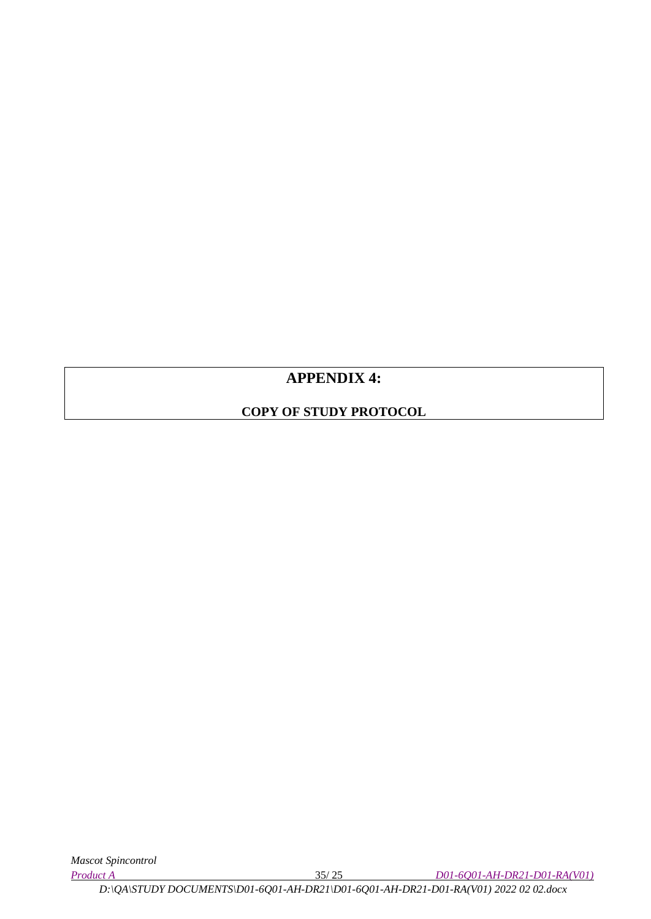# APPENDIX 4:

## COPY OF STUDY PROTOCOL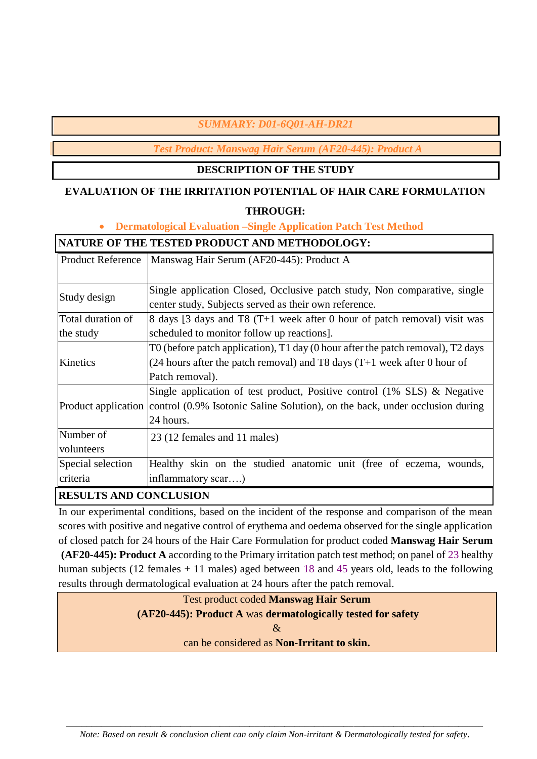*SUMMARY: D01-6Q01-AH-DR21*

*Test Product: Manswag Hair Serum (AF20-445): Product A*

**DESCRIPTION OF THE STUDY**

**EVALUATION OF THE IRRITATION POTENTIAL OF HAIR CARE FORMULATION THROUGH:**

- **Dermatological Evaluation –Single Application Patch Test Method**

| **NATURE OF THE TESTED PRODUCT AND METHODOLOGY:** | |
|---|---|
| Product Reference | Manswag Hair Serum (AF20-445): Product A |
| Study design | Single application Closed, Occlusive patch study, Non comparative, single center study, Subjects served as their own reference. |
| Total duration of the study | 8 days [3 days and T8 (T+1 week after 0 hour of patch removal) visit was scheduled to monitor follow up reactions]. |
| Kinetics | T0 (before patch application), T1 day (0 hour after the patch removal), T2 days (24 hours after the patch removal) and T8 days (T+1 week after 0 hour of Patch removal). |
| Product application | Single application of test product, Positive control (1% SLS) & Negative control (0.9% Isotonic Saline Solution), on the back, under occlusion during 24 hours. |
| Number of volunteers | 23 (12 females and 11 males) |
| Special selection criteria | Healthy skin on the studied anatomic unit (free of eczema, wounds, inflammatory scar….) |

**RESULTS AND CONCLUSION**

In our experimental conditions, based on the incident of the response and comparison of the mean scores with positive and negative control of erythema and oedema observed for the single application of closed patch for 24 hours of the Hair Care Formulation for product coded **Manswag Hair Serum (AF20-445): Product A** according to the Primary irritation patch test method; on panel of 23 healthy human subjects (12 females + 11 males) aged between 18 and 45 years old, leads to the following results through dermatological evaluation at 24 hours after the patch removal.

Test product coded **Manswag Hair Serum (AF20-445): Product A** was **dermatologically tested for safety**

&

can be considered as **Non-Irritant to skin.**

*Note: Based on result & conclusion client can only claim Non-irritant & Dermatologically tested for safety.*